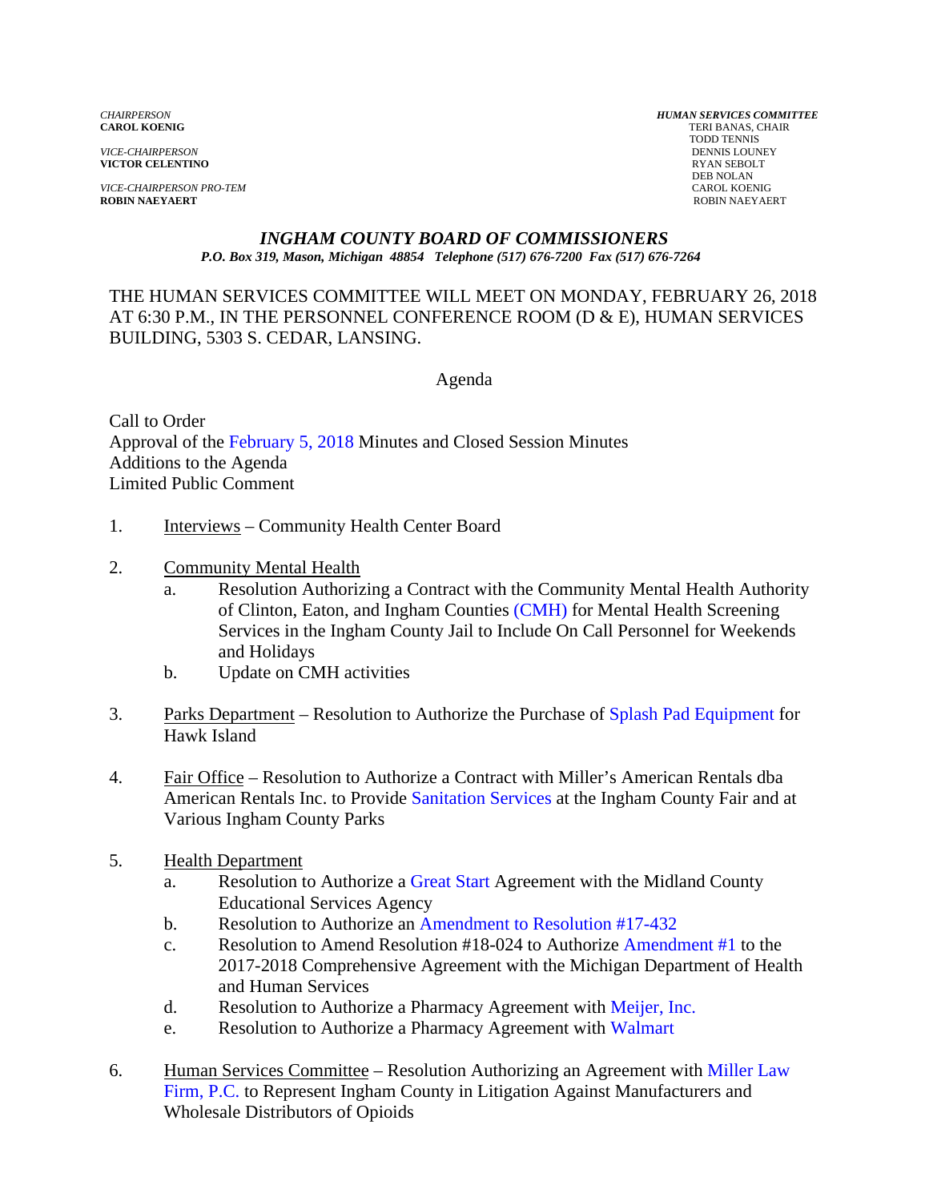*CHAIRPERSON*
**CAROL KOENIG**

*VICE-CHAIRPERSON*
**VICTOR CELENTINO**

*VICE-CHAIRPERSON PRO-TEM*
**ROBIN NAEYAERT**

***HUMAN SERVICES COMMITTEE***
TERI BANAS, CHAIR
TODD TENNIS
DENNIS LOUNEY
RYAN SEBOLT
DEB NOLAN
CAROL KOENIG
ROBIN NAEYAERT

# *INGHAM COUNTY BOARD OF COMMISSIONERS*

***P.O. Box 319, Mason, Michigan 48854 Telephone (517) 676-7200 Fax (517) 676-7264***

THE HUMAN SERVICES COMMITTEE WILL MEET ON MONDAY, FEBRUARY 26, 2018 AT 6:30 P.M., IN THE PERSONNEL CONFERENCE ROOM (D & E), HUMAN SERVICES BUILDING, 5303 S. CEDAR, LANSING.

Agenda

Call to Order
Approval of the February 5, 2018 Minutes and Closed Session Minutes
Additions to the Agenda
Limited Public Comment

1. Interviews – Community Health Center Board

2. Community Mental Health
   a. Resolution Authorizing a Contract with the Community Mental Health Authority of Clinton, Eaton, and Ingham Counties (CMH) for Mental Health Screening Services in the Ingham County Jail to Include On Call Personnel for Weekends and Holidays
   b. Update on CMH activities

3. Parks Department – Resolution to Authorize the Purchase of Splash Pad Equipment for Hawk Island

4. Fair Office – Resolution to Authorize a Contract with Miller's American Rentals dba American Rentals Inc. to Provide Sanitation Services at the Ingham County Fair and at Various Ingham County Parks

5. Health Department
   a. Resolution to Authorize a Great Start Agreement with the Midland County Educational Services Agency
   b. Resolution to Authorize an Amendment to Resolution #17-432
   c. Resolution to Amend Resolution #18-024 to Authorize Amendment #1 to the 2017-2018 Comprehensive Agreement with the Michigan Department of Health and Human Services
   d. Resolution to Authorize a Pharmacy Agreement with Meijer, Inc.
   e. Resolution to Authorize a Pharmacy Agreement with Walmart

6. Human Services Committee – Resolution Authorizing an Agreement with Miller Law Firm, P.C. to Represent Ingham County in Litigation Against Manufacturers and Wholesale Distributors of Opioids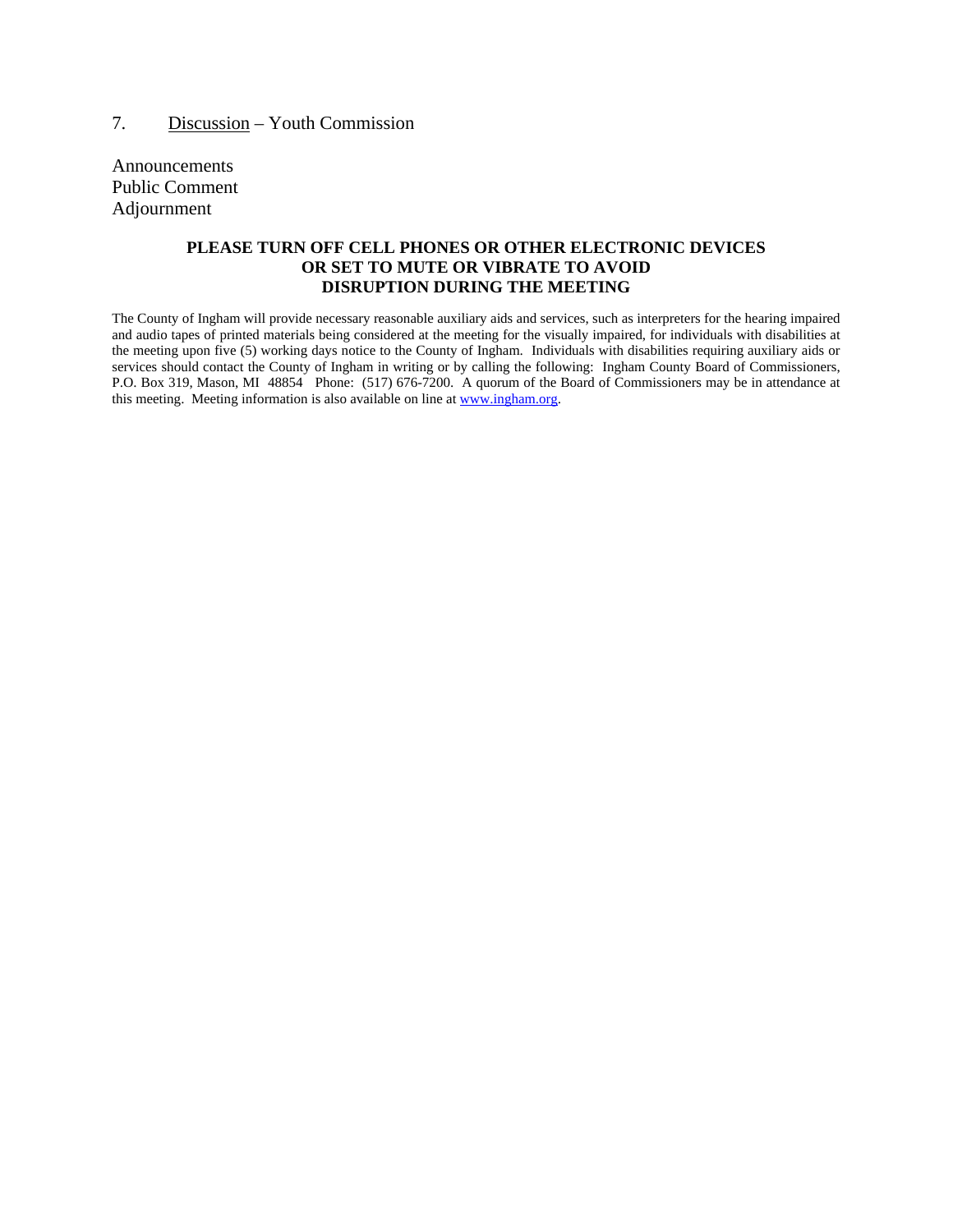7. <u>Discussion</u> – Youth Commission

Announcements  
Public Comment  
Adjournment

**PLEASE TURN OFF CELL PHONES OR OTHER ELECTRONIC DEVICES OR SET TO MUTE OR VIBRATE TO AVOID DISRUPTION DURING THE MEETING**

The County of Ingham will provide necessary reasonable auxiliary aids and services, such as interpreters for the hearing impaired and audio tapes of printed materials being considered at the meeting for the visually impaired, for individuals with disabilities at the meeting upon five (5) working days notice to the County of Ingham. Individuals with disabilities requiring auxiliary aids or services should contact the County of Ingham in writing or by calling the following: Ingham County Board of Commissioners, P.O. Box 319, Mason, MI 48854 Phone: (517) 676-7200. A quorum of the Board of Commissioners may be in attendance at this meeting. Meeting information is also available on line at [www.ingham.org](http://www.ingham.org).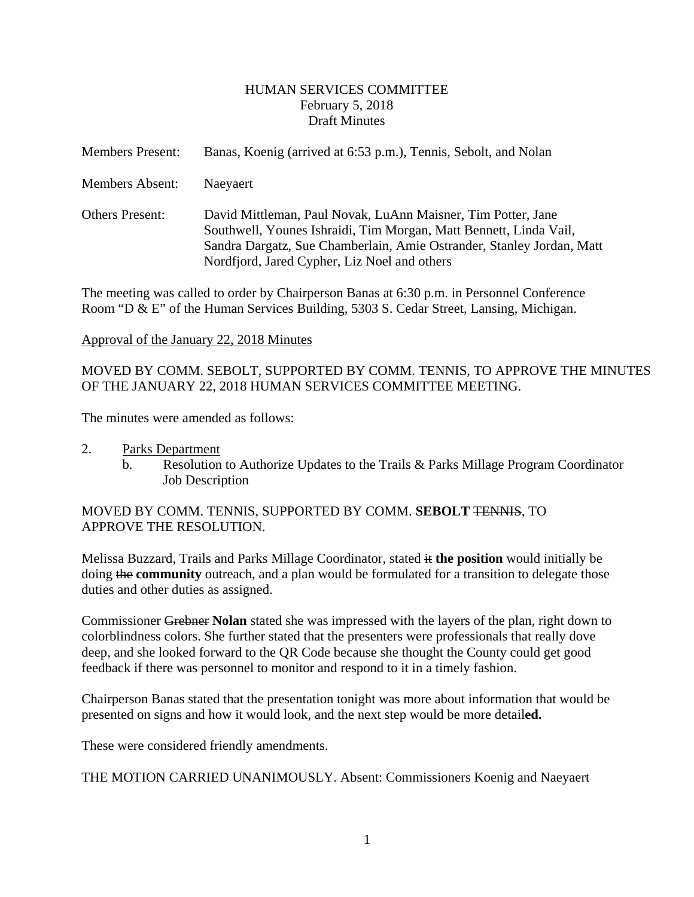HUMAN SERVICES COMMITTEE
February 5, 2018
Draft Minutes

Members Present: Banas, Koenig (arrived at 6:53 p.m.), Tennis, Sebolt, and Nolan

Members Absent: Naeyaert

Others Present: David Mittleman, Paul Novak, LuAnn Maisner, Tim Potter, Jane Southwell, Younes Ishraidi, Tim Morgan, Matt Bennett, Linda Vail, Sandra Dargatz, Sue Chamberlain, Amie Ostrander, Stanley Jordan, Matt Nordfjord, Jared Cypher, Liz Noel and others

The meeting was called to order by Chairperson Banas at 6:30 p.m. in Personnel Conference Room "D & E" of the Human Services Building, 5303 S. Cedar Street, Lansing, Michigan.

Approval of the January 22, 2018 Minutes

MOVED BY COMM. SEBOLT, SUPPORTED BY COMM. TENNIS, TO APPROVE THE MINUTES OF THE JANUARY 22, 2018 HUMAN SERVICES COMMITTEE MEETING.

The minutes were amended as follows:

2. Parks Department
   b. Resolution to Authorize Updates to the Trails & Parks Millage Program Coordinator Job Description

MOVED BY COMM. TENNIS, SUPPORTED BY COMM. **SEBOLT** ~~TENNIS~~, TO APPROVE THE RESOLUTION.

Melissa Buzzard, Trails and Parks Millage Coordinator, stated ~~it~~ **the position** would initially be doing ~~the~~ **community** outreach, and a plan would be formulated for a transition to delegate those duties and other duties as assigned.

Commissioner ~~Grebner~~ **Nolan** stated she was impressed with the layers of the plan, right down to colorblindness colors. She further stated that the presenters were professionals that really dove deep, and she looked forward to the QR Code because she thought the County could get good feedback if there was personnel to monitor and respond to it in a timely fashion.

Chairperson Banas stated that the presentation tonight was more about information that would be presented on signs and how it would look, and the next step would be more detail**ed.**

These were considered friendly amendments.

THE MOTION CARRIED UNANIMOUSLY. Absent: Commissioners Koenig and Naeyaert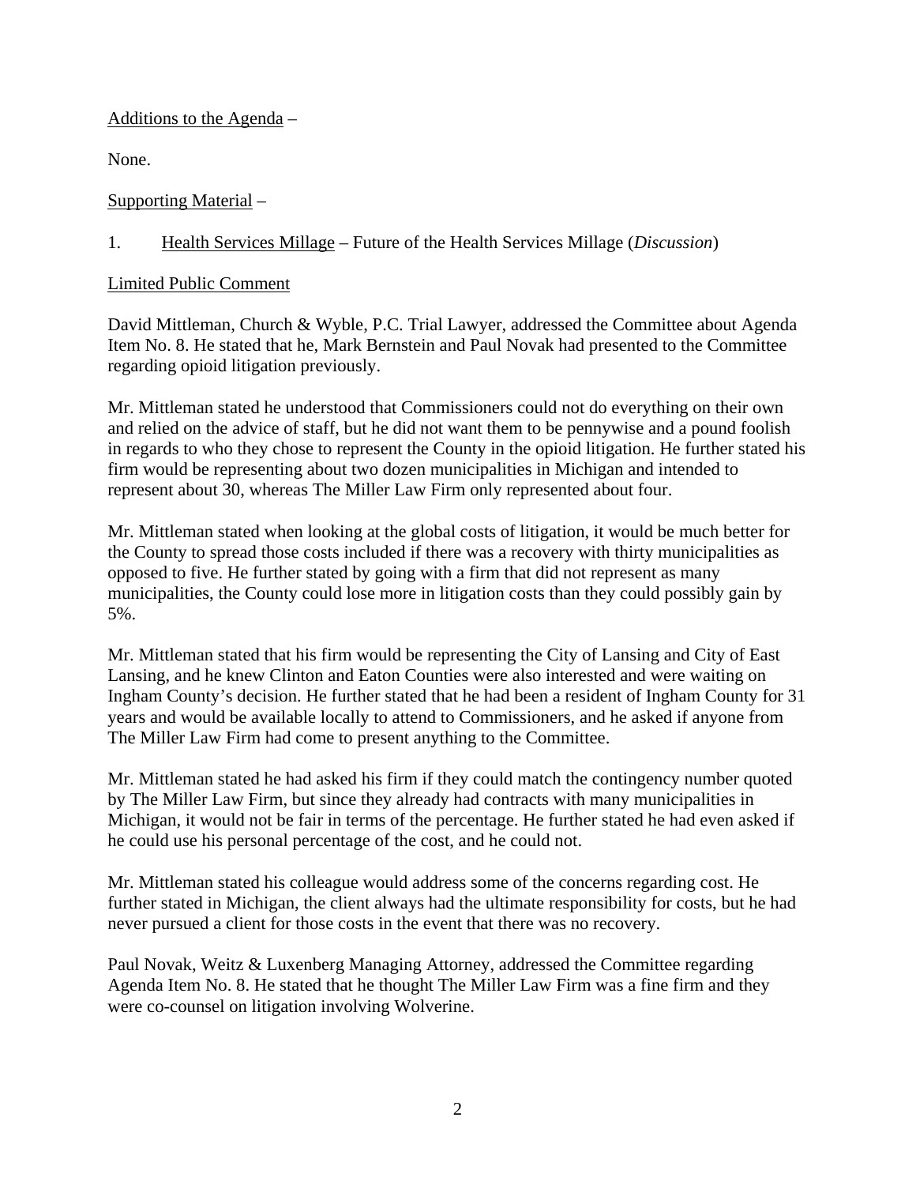Additions to the Agenda –

None.

Supporting Material –

1. Health Services Millage – Future of the Health Services Millage (*Discussion*)

Limited Public Comment

David Mittleman, Church & Wyble, P.C. Trial Lawyer, addressed the Committee about Agenda Item No. 8. He stated that he, Mark Bernstein and Paul Novak had presented to the Committee regarding opioid litigation previously.

Mr. Mittleman stated he understood that Commissioners could not do everything on their own and relied on the advice of staff, but he did not want them to be pennywise and a pound foolish in regards to who they chose to represent the County in the opioid litigation. He further stated his firm would be representing about two dozen municipalities in Michigan and intended to represent about 30, whereas The Miller Law Firm only represented about four.

Mr. Mittleman stated when looking at the global costs of litigation, it would be much better for the County to spread those costs included if there was a recovery with thirty municipalities as opposed to five. He further stated by going with a firm that did not represent as many municipalities, the County could lose more in litigation costs than they could possibly gain by 5%.

Mr. Mittleman stated that his firm would be representing the City of Lansing and City of East Lansing, and he knew Clinton and Eaton Counties were also interested and were waiting on Ingham County's decision. He further stated that he had been a resident of Ingham County for 31 years and would be available locally to attend to Commissioners, and he asked if anyone from The Miller Law Firm had come to present anything to the Committee.

Mr. Mittleman stated he had asked his firm if they could match the contingency number quoted by The Miller Law Firm, but since they already had contracts with many municipalities in Michigan, it would not be fair in terms of the percentage. He further stated he had even asked if he could use his personal percentage of the cost, and he could not.

Mr. Mittleman stated his colleague would address some of the concerns regarding cost. He further stated in Michigan, the client always had the ultimate responsibility for costs, but he had never pursued a client for those costs in the event that there was no recovery.

Paul Novak, Weitz & Luxenberg Managing Attorney, addressed the Committee regarding Agenda Item No. 8. He stated that he thought The Miller Law Firm was a fine firm and they were co-counsel on litigation involving Wolverine.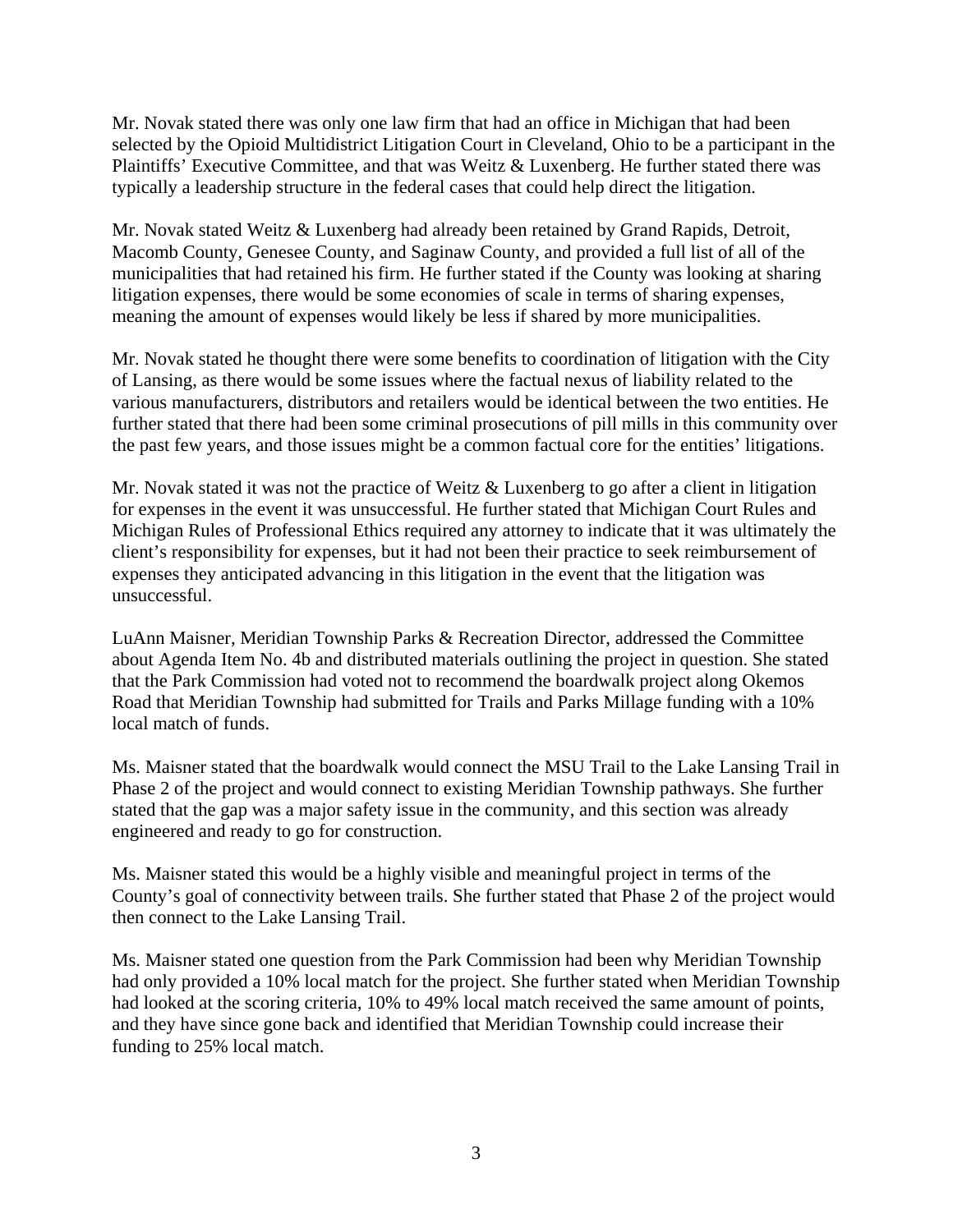Mr. Novak stated there was only one law firm that had an office in Michigan that had been selected by the Opioid Multidistrict Litigation Court in Cleveland, Ohio to be a participant in the Plaintiffs' Executive Committee, and that was Weitz & Luxenberg. He further stated there was typically a leadership structure in the federal cases that could help direct the litigation.

Mr. Novak stated Weitz & Luxenberg had already been retained by Grand Rapids, Detroit, Macomb County, Genesee County, and Saginaw County, and provided a full list of all of the municipalities that had retained his firm. He further stated if the County was looking at sharing litigation expenses, there would be some economies of scale in terms of sharing expenses, meaning the amount of expenses would likely be less if shared by more municipalities.

Mr. Novak stated he thought there were some benefits to coordination of litigation with the City of Lansing, as there would be some issues where the factual nexus of liability related to the various manufacturers, distributors and retailers would be identical between the two entities. He further stated that there had been some criminal prosecutions of pill mills in this community over the past few years, and those issues might be a common factual core for the entities' litigations.

Mr. Novak stated it was not the practice of Weitz & Luxenberg to go after a client in litigation for expenses in the event it was unsuccessful. He further stated that Michigan Court Rules and Michigan Rules of Professional Ethics required any attorney to indicate that it was ultimately the client's responsibility for expenses, but it had not been their practice to seek reimbursement of expenses they anticipated advancing in this litigation in the event that the litigation was unsuccessful.

LuAnn Maisner, Meridian Township Parks & Recreation Director, addressed the Committee about Agenda Item No. 4b and distributed materials outlining the project in question. She stated that the Park Commission had voted not to recommend the boardwalk project along Okemos Road that Meridian Township had submitted for Trails and Parks Millage funding with a 10% local match of funds.

Ms. Maisner stated that the boardwalk would connect the MSU Trail to the Lake Lansing Trail in Phase 2 of the project and would connect to existing Meridian Township pathways. She further stated that the gap was a major safety issue in the community, and this section was already engineered and ready to go for construction.

Ms. Maisner stated this would be a highly visible and meaningful project in terms of the County's goal of connectivity between trails. She further stated that Phase 2 of the project would then connect to the Lake Lansing Trail.

Ms. Maisner stated one question from the Park Commission had been why Meridian Township had only provided a 10% local match for the project. She further stated when Meridian Township had looked at the scoring criteria, 10% to 49% local match received the same amount of points, and they have since gone back and identified that Meridian Township could increase their funding to 25% local match.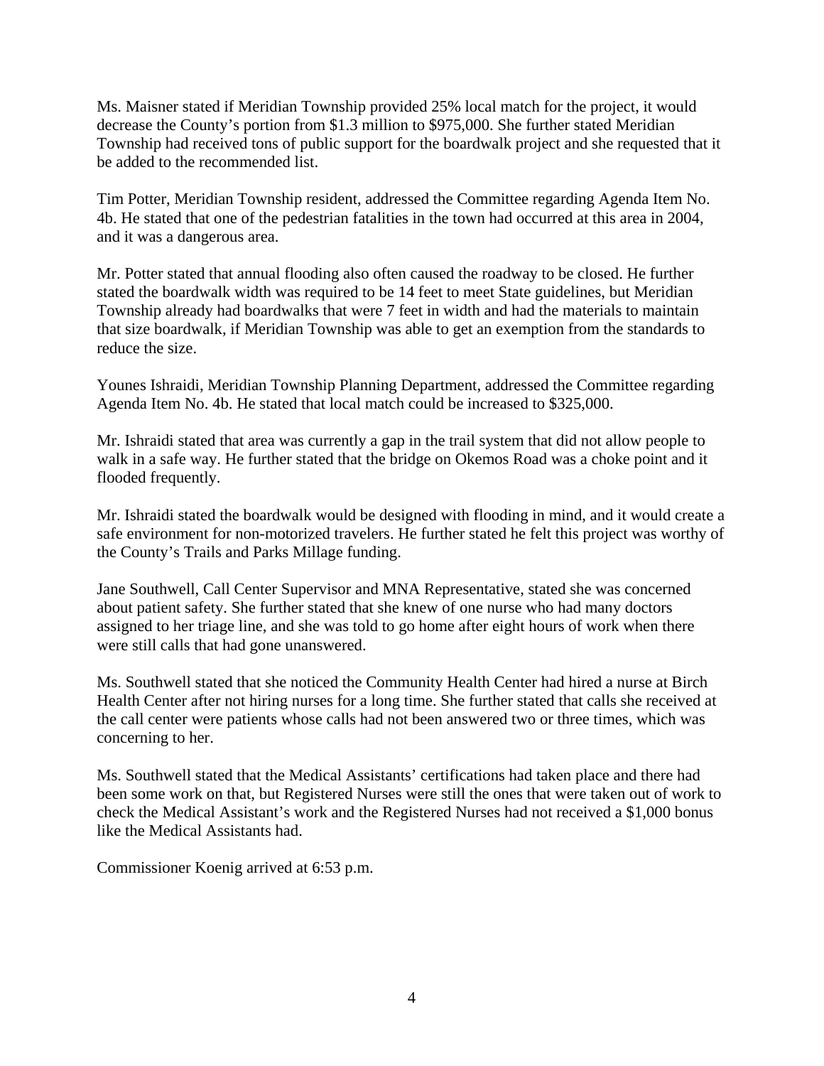Ms. Maisner stated if Meridian Township provided 25% local match for the project, it would decrease the County's portion from $1.3 million to $975,000. She further stated Meridian Township had received tons of public support for the boardwalk project and she requested that it be added to the recommended list.

Tim Potter, Meridian Township resident, addressed the Committee regarding Agenda Item No. 4b. He stated that one of the pedestrian fatalities in the town had occurred at this area in 2004, and it was a dangerous area.

Mr. Potter stated that annual flooding also often caused the roadway to be closed. He further stated the boardwalk width was required to be 14 feet to meet State guidelines, but Meridian Township already had boardwalks that were 7 feet in width and had the materials to maintain that size boardwalk, if Meridian Township was able to get an exemption from the standards to reduce the size.

Younes Ishraidi, Meridian Township Planning Department, addressed the Committee regarding Agenda Item No. 4b. He stated that local match could be increased to $325,000.

Mr. Ishraidi stated that area was currently a gap in the trail system that did not allow people to walk in a safe way. He further stated that the bridge on Okemos Road was a choke point and it flooded frequently.

Mr. Ishraidi stated the boardwalk would be designed with flooding in mind, and it would create a safe environment for non-motorized travelers. He further stated he felt this project was worthy of the County's Trails and Parks Millage funding.

Jane Southwell, Call Center Supervisor and MNA Representative, stated she was concerned about patient safety. She further stated that she knew of one nurse who had many doctors assigned to her triage line, and she was told to go home after eight hours of work when there were still calls that had gone unanswered.

Ms. Southwell stated that she noticed the Community Health Center had hired a nurse at Birch Health Center after not hiring nurses for a long time. She further stated that calls she received at the call center were patients whose calls had not been answered two or three times, which was concerning to her.

Ms. Southwell stated that the Medical Assistants' certifications had taken place and there had been some work on that, but Registered Nurses were still the ones that were taken out of work to check the Medical Assistant's work and the Registered Nurses had not received a $1,000 bonus like the Medical Assistants had.

Commissioner Koenig arrived at 6:53 p.m.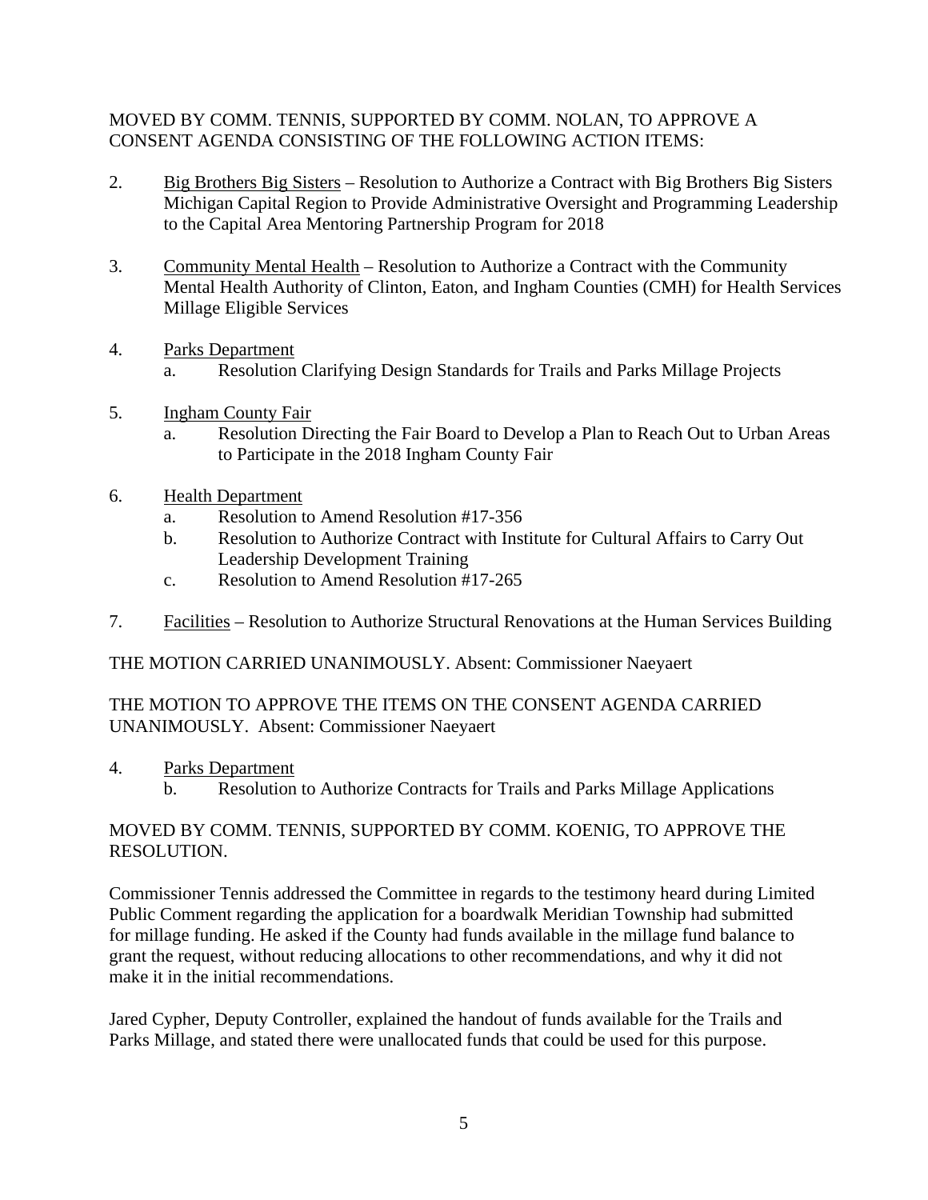MOVED BY COMM. TENNIS, SUPPORTED BY COMM. NOLAN, TO APPROVE A CONSENT AGENDA CONSISTING OF THE FOLLOWING ACTION ITEMS:

2. Big Brothers Big Sisters – Resolution to Authorize a Contract with Big Brothers Big Sisters Michigan Capital Region to Provide Administrative Oversight and Programming Leadership to the Capital Area Mentoring Partnership Program for 2018

3. Community Mental Health – Resolution to Authorize a Contract with the Community Mental Health Authority of Clinton, Eaton, and Ingham Counties (CMH) for Health Services Millage Eligible Services

4. Parks Department
   a. Resolution Clarifying Design Standards for Trails and Parks Millage Projects

5. Ingham County Fair
   a. Resolution Directing the Fair Board to Develop a Plan to Reach Out to Urban Areas to Participate in the 2018 Ingham County Fair

6. Health Department
   a. Resolution to Amend Resolution #17-356
   b. Resolution to Authorize Contract with Institute for Cultural Affairs to Carry Out Leadership Development Training
   c. Resolution to Amend Resolution #17-265

7. Facilities – Resolution to Authorize Structural Renovations at the Human Services Building

THE MOTION CARRIED UNANIMOUSLY. Absent: Commissioner Naeyaert

THE MOTION TO APPROVE THE ITEMS ON THE CONSENT AGENDA CARRIED UNANIMOUSLY. Absent: Commissioner Naeyaert

4. Parks Department
   b. Resolution to Authorize Contracts for Trails and Parks Millage Applications

MOVED BY COMM. TENNIS, SUPPORTED BY COMM. KOENIG, TO APPROVE THE RESOLUTION.

Commissioner Tennis addressed the Committee in regards to the testimony heard during Limited Public Comment regarding the application for a boardwalk Meridian Township had submitted for millage funding. He asked if the County had funds available in the millage fund balance to grant the request, without reducing allocations to other recommendations, and why it did not make it in the initial recommendations.

Jared Cypher, Deputy Controller, explained the handout of funds available for the Trails and Parks Millage, and stated there were unallocated funds that could be used for this purpose.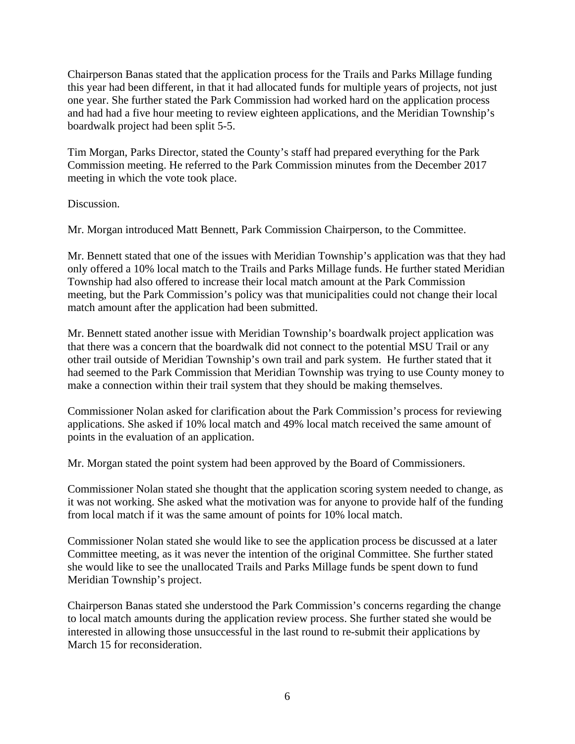Chairperson Banas stated that the application process for the Trails and Parks Millage funding this year had been different, in that it had allocated funds for multiple years of projects, not just one year. She further stated the Park Commission had worked hard on the application process and had had a five hour meeting to review eighteen applications, and the Meridian Township's boardwalk project had been split 5-5.

Tim Morgan, Parks Director, stated the County's staff had prepared everything for the Park Commission meeting. He referred to the Park Commission minutes from the December 2017 meeting in which the vote took place.

Discussion.

Mr. Morgan introduced Matt Bennett, Park Commission Chairperson, to the Committee.

Mr. Bennett stated that one of the issues with Meridian Township's application was that they had only offered a 10% local match to the Trails and Parks Millage funds. He further stated Meridian Township had also offered to increase their local match amount at the Park Commission meeting, but the Park Commission's policy was that municipalities could not change their local match amount after the application had been submitted.

Mr. Bennett stated another issue with Meridian Township's boardwalk project application was that there was a concern that the boardwalk did not connect to the potential MSU Trail or any other trail outside of Meridian Township's own trail and park system. He further stated that it had seemed to the Park Commission that Meridian Township was trying to use County money to make a connection within their trail system that they should be making themselves.

Commissioner Nolan asked for clarification about the Park Commission's process for reviewing applications. She asked if 10% local match and 49% local match received the same amount of points in the evaluation of an application.

Mr. Morgan stated the point system had been approved by the Board of Commissioners.

Commissioner Nolan stated she thought that the application scoring system needed to change, as it was not working. She asked what the motivation was for anyone to provide half of the funding from local match if it was the same amount of points for 10% local match.

Commissioner Nolan stated she would like to see the application process be discussed at a later Committee meeting, as it was never the intention of the original Committee. She further stated she would like to see the unallocated Trails and Parks Millage funds be spent down to fund Meridian Township's project.

Chairperson Banas stated she understood the Park Commission's concerns regarding the change to local match amounts during the application review process. She further stated she would be interested in allowing those unsuccessful in the last round to re-submit their applications by March 15 for reconsideration.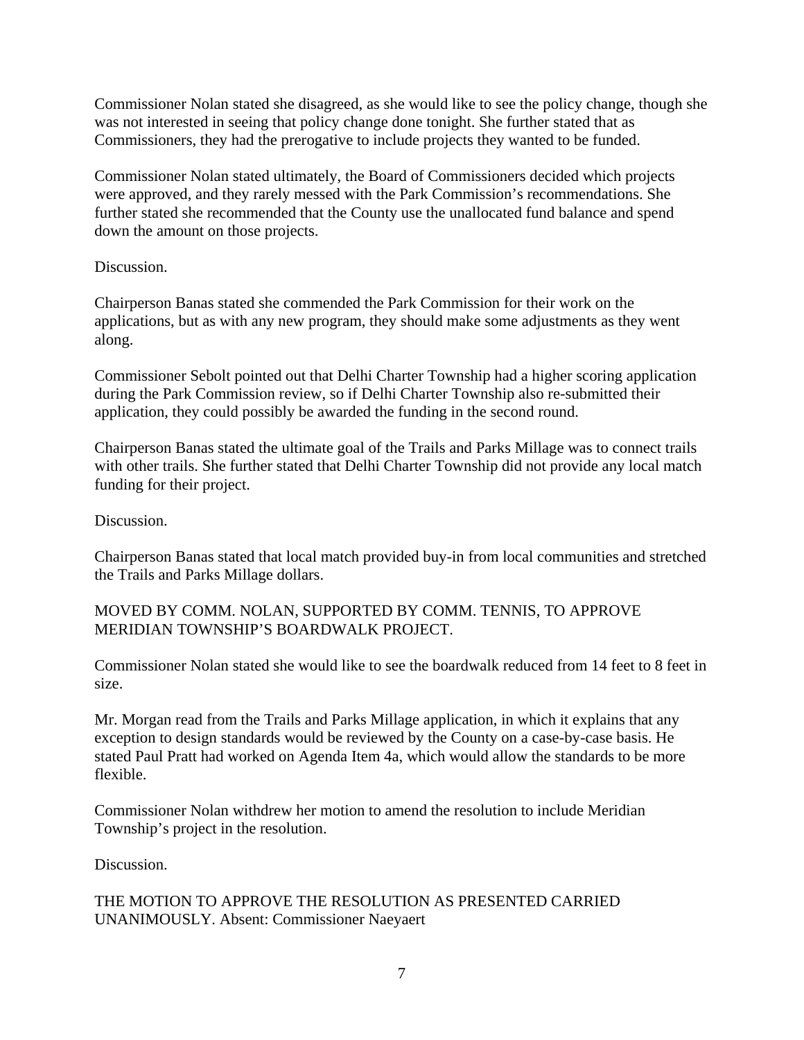Commissioner Nolan stated she disagreed, as she would like to see the policy change, though she was not interested in seeing that policy change done tonight. She further stated that as Commissioners, they had the prerogative to include projects they wanted to be funded.

Commissioner Nolan stated ultimately, the Board of Commissioners decided which projects were approved, and they rarely messed with the Park Commission's recommendations. She further stated she recommended that the County use the unallocated fund balance and spend down the amount on those projects.

Discussion.

Chairperson Banas stated she commended the Park Commission for their work on the applications, but as with any new program, they should make some adjustments as they went along.

Commissioner Sebolt pointed out that Delhi Charter Township had a higher scoring application during the Park Commission review, so if Delhi Charter Township also re-submitted their application, they could possibly be awarded the funding in the second round.

Chairperson Banas stated the ultimate goal of the Trails and Parks Millage was to connect trails with other trails. She further stated that Delhi Charter Township did not provide any local match funding for their project.

Discussion.

Chairperson Banas stated that local match provided buy-in from local communities and stretched the Trails and Parks Millage dollars.

MOVED BY COMM. NOLAN, SUPPORTED BY COMM. TENNIS, TO APPROVE MERIDIAN TOWNSHIP'S BOARDWALK PROJECT.

Commissioner Nolan stated she would like to see the boardwalk reduced from 14 feet to 8 feet in size.

Mr. Morgan read from the Trails and Parks Millage application, in which it explains that any exception to design standards would be reviewed by the County on a case-by-case basis. He stated Paul Pratt had worked on Agenda Item 4a, which would allow the standards to be more flexible.

Commissioner Nolan withdrew her motion to amend the resolution to include Meridian Township's project in the resolution.

Discussion.

THE MOTION TO APPROVE THE RESOLUTION AS PRESENTED CARRIED UNANIMOUSLY. Absent: Commissioner Naeyaert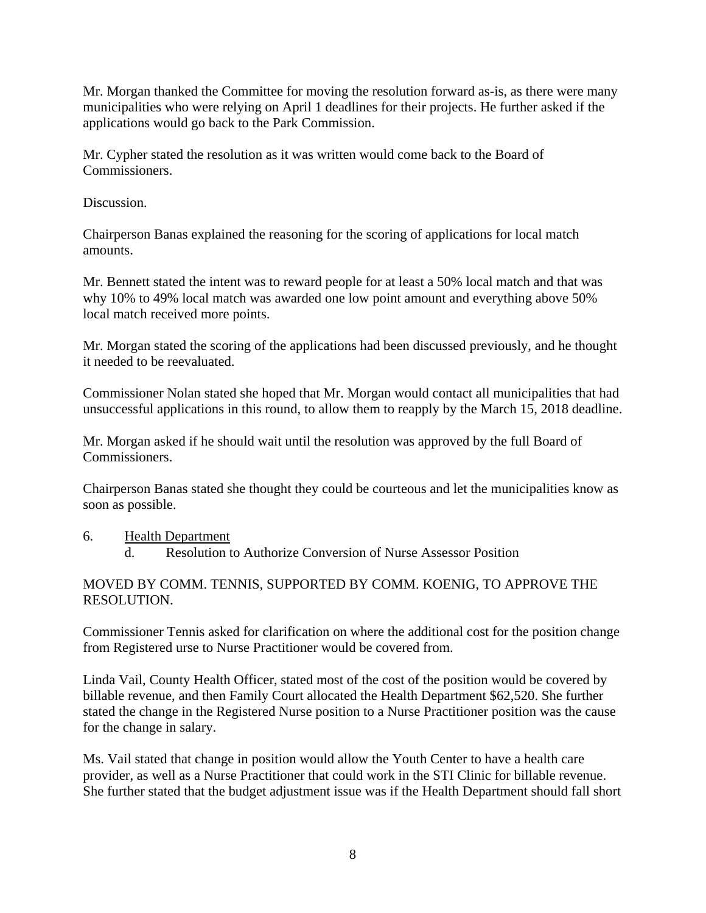Mr. Morgan thanked the Committee for moving the resolution forward as-is, as there were many municipalities who were relying on April 1 deadlines for their projects. He further asked if the applications would go back to the Park Commission.

Mr. Cypher stated the resolution as it was written would come back to the Board of Commissioners.

Discussion.

Chairperson Banas explained the reasoning for the scoring of applications for local match amounts.

Mr. Bennett stated the intent was to reward people for at least a 50% local match and that was why 10% to 49% local match was awarded one low point amount and everything above 50% local match received more points.

Mr. Morgan stated the scoring of the applications had been discussed previously, and he thought it needed to be reevaluated.

Commissioner Nolan stated she hoped that Mr. Morgan would contact all municipalities that had unsuccessful applications in this round, to allow them to reapply by the March 15, 2018 deadline.

Mr. Morgan asked if he should wait until the resolution was approved by the full Board of Commissioners.

Chairperson Banas stated she thought they could be courteous and let the municipalities know as soon as possible.

6. Health Department
   d. Resolution to Authorize Conversion of Nurse Assessor Position

MOVED BY COMM. TENNIS, SUPPORTED BY COMM. KOENIG, TO APPROVE THE RESOLUTION.

Commissioner Tennis asked for clarification on where the additional cost for the position change from Registered urse to Nurse Practitioner would be covered from.

Linda Vail, County Health Officer, stated most of the cost of the position would be covered by billable revenue, and then Family Court allocated the Health Department $62,520. She further stated the change in the Registered Nurse position to a Nurse Practitioner position was the cause for the change in salary.

Ms. Vail stated that change in position would allow the Youth Center to have a health care provider, as well as a Nurse Practitioner that could work in the STI Clinic for billable revenue. She further stated that the budget adjustment issue was if the Health Department should fall short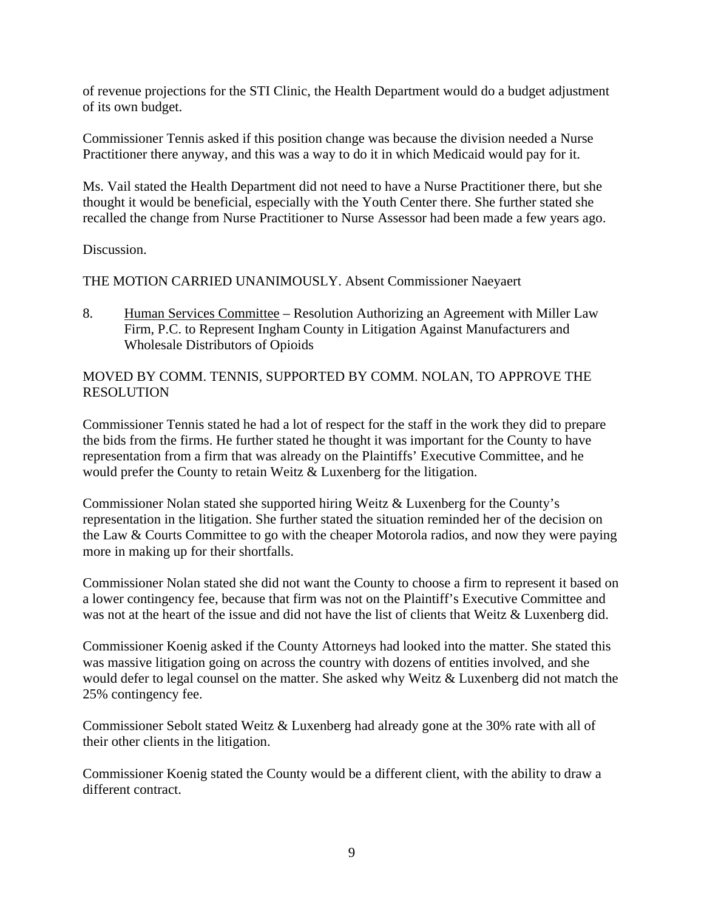of revenue projections for the STI Clinic, the Health Department would do a budget adjustment of its own budget.

Commissioner Tennis asked if this position change was because the division needed a Nurse Practitioner there anyway, and this was a way to do it in which Medicaid would pay for it.

Ms. Vail stated the Health Department did not need to have a Nurse Practitioner there, but she thought it would be beneficial, especially with the Youth Center there. She further stated she recalled the change from Nurse Practitioner to Nurse Assessor had been made a few years ago.

Discussion.

THE MOTION CARRIED UNANIMOUSLY. Absent Commissioner Naeyaert

8. Human Services Committee – Resolution Authorizing an Agreement with Miller Law Firm, P.C. to Represent Ingham County in Litigation Against Manufacturers and Wholesale Distributors of Opioids

MOVED BY COMM. TENNIS, SUPPORTED BY COMM. NOLAN, TO APPROVE THE RESOLUTION

Commissioner Tennis stated he had a lot of respect for the staff in the work they did to prepare the bids from the firms. He further stated he thought it was important for the County to have representation from a firm that was already on the Plaintiffs' Executive Committee, and he would prefer the County to retain Weitz & Luxenberg for the litigation.

Commissioner Nolan stated she supported hiring Weitz & Luxenberg for the County's representation in the litigation. She further stated the situation reminded her of the decision on the Law & Courts Committee to go with the cheaper Motorola radios, and now they were paying more in making up for their shortfalls.

Commissioner Nolan stated she did not want the County to choose a firm to represent it based on a lower contingency fee, because that firm was not on the Plaintiff's Executive Committee and was not at the heart of the issue and did not have the list of clients that Weitz & Luxenberg did.

Commissioner Koenig asked if the County Attorneys had looked into the matter. She stated this was massive litigation going on across the country with dozens of entities involved, and she would defer to legal counsel on the matter. She asked why Weitz & Luxenberg did not match the 25% contingency fee.

Commissioner Sebolt stated Weitz & Luxenberg had already gone at the 30% rate with all of their other clients in the litigation.

Commissioner Koenig stated the County would be a different client, with the ability to draw a different contract.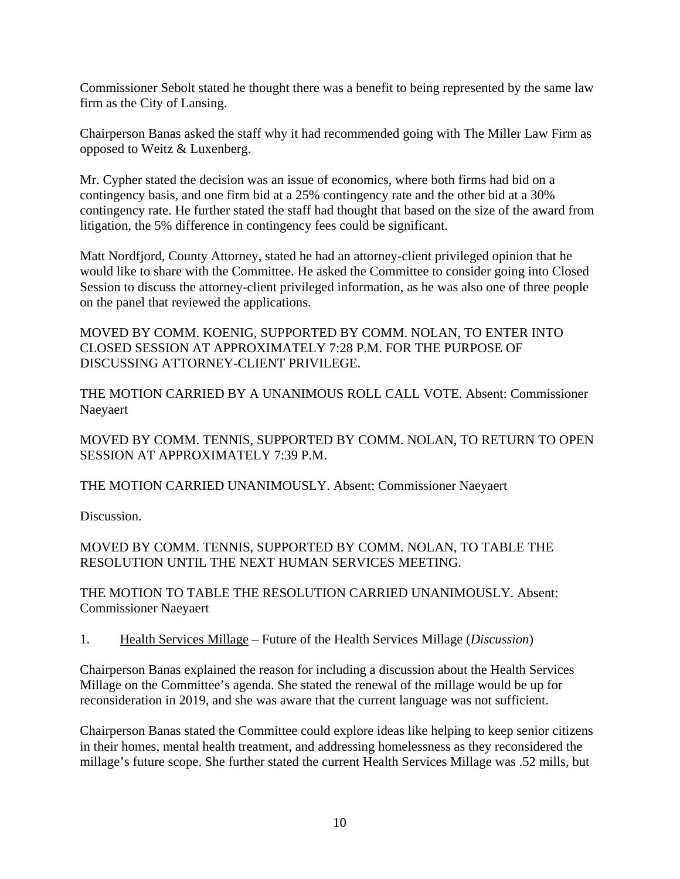Commissioner Sebolt stated he thought there was a benefit to being represented by the same law firm as the City of Lansing.

Chairperson Banas asked the staff why it had recommended going with The Miller Law Firm as opposed to Weitz & Luxenberg.

Mr. Cypher stated the decision was an issue of economics, where both firms had bid on a contingency basis, and one firm bid at a 25% contingency rate and the other bid at a 30% contingency rate. He further stated the staff had thought that based on the size of the award from litigation, the 5% difference in contingency fees could be significant.

Matt Nordfjord, County Attorney, stated he had an attorney-client privileged opinion that he would like to share with the Committee. He asked the Committee to consider going into Closed Session to discuss the attorney-client privileged information, as he was also one of three people on the panel that reviewed the applications.

MOVED BY COMM. KOENIG, SUPPORTED BY COMM. NOLAN, TO ENTER INTO CLOSED SESSION AT APPROXIMATELY 7:28 P.M. FOR THE PURPOSE OF DISCUSSING ATTORNEY-CLIENT PRIVILEGE.

THE MOTION CARRIED BY A UNANIMOUS ROLL CALL VOTE. Absent: Commissioner Naeyaert

MOVED BY COMM. TENNIS, SUPPORTED BY COMM. NOLAN, TO RETURN TO OPEN SESSION AT APPROXIMATELY 7:39 P.M.

THE MOTION CARRIED UNANIMOUSLY. Absent: Commissioner Naeyaert

Discussion.

MOVED BY COMM. TENNIS, SUPPORTED BY COMM. NOLAN, TO TABLE THE RESOLUTION UNTIL THE NEXT HUMAN SERVICES MEETING.

THE MOTION TO TABLE THE RESOLUTION CARRIED UNANIMOUSLY. Absent: Commissioner Naeyaert

1. Health Services Millage – Future of the Health Services Millage (*Discussion*)

Chairperson Banas explained the reason for including a discussion about the Health Services Millage on the Committee's agenda. She stated the renewal of the millage would be up for reconsideration in 2019, and she was aware that the current language was not sufficient.

Chairperson Banas stated the Committee could explore ideas like helping to keep senior citizens in their homes, mental health treatment, and addressing homelessness as they reconsidered the millage's future scope. She further stated the current Health Services Millage was .52 mills, but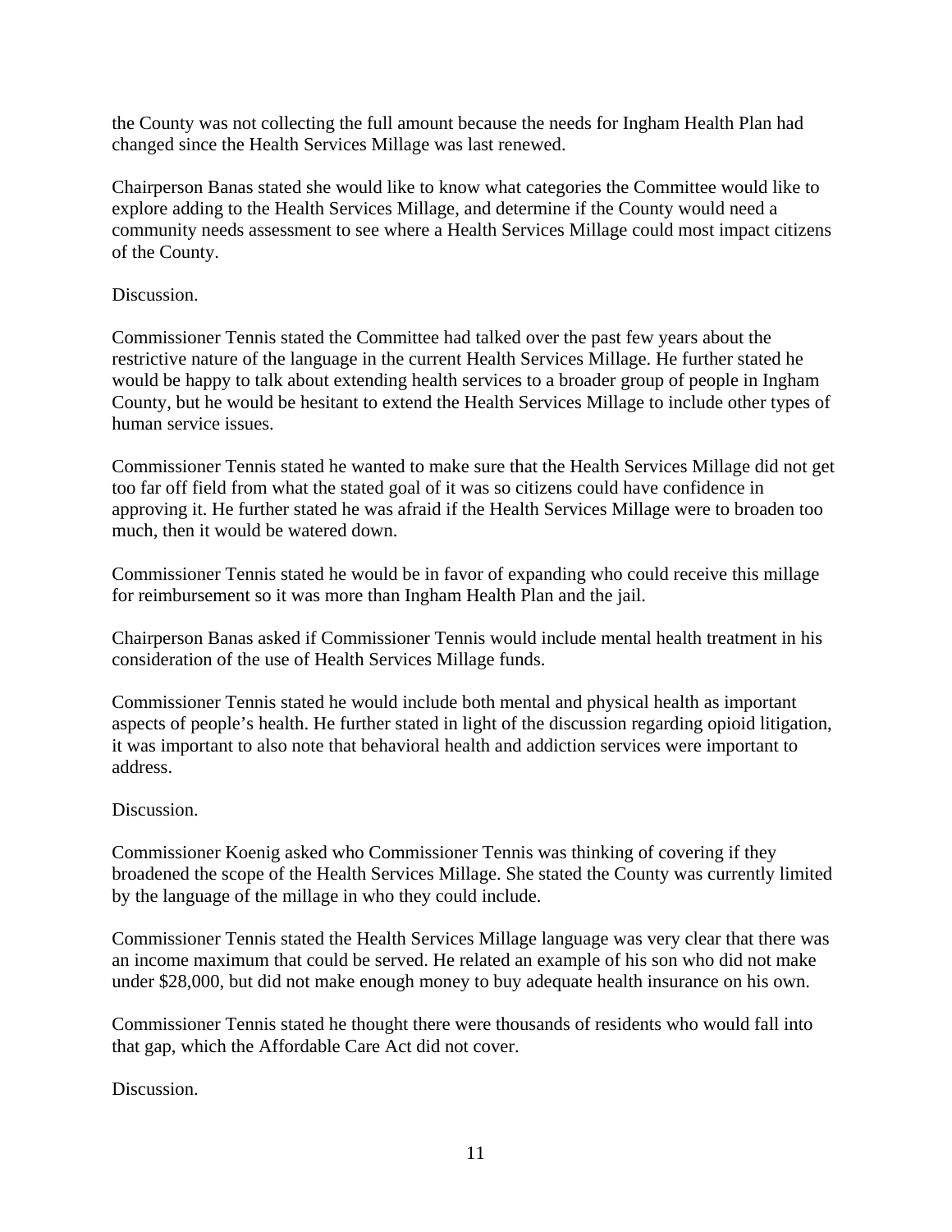the County was not collecting the full amount because the needs for Ingham Health Plan had changed since the Health Services Millage was last renewed.

Chairperson Banas stated she would like to know what categories the Committee would like to explore adding to the Health Services Millage, and determine if the County would need a community needs assessment to see where a Health Services Millage could most impact citizens of the County.

Discussion.

Commissioner Tennis stated the Committee had talked over the past few years about the restrictive nature of the language in the current Health Services Millage. He further stated he would be happy to talk about extending health services to a broader group of people in Ingham County, but he would be hesitant to extend the Health Services Millage to include other types of human service issues.

Commissioner Tennis stated he wanted to make sure that the Health Services Millage did not get too far off field from what the stated goal of it was so citizens could have confidence in approving it. He further stated he was afraid if the Health Services Millage were to broaden too much, then it would be watered down.

Commissioner Tennis stated he would be in favor of expanding who could receive this millage for reimbursement so it was more than Ingham Health Plan and the jail.

Chairperson Banas asked if Commissioner Tennis would include mental health treatment in his consideration of the use of Health Services Millage funds.

Commissioner Tennis stated he would include both mental and physical health as important aspects of people's health. He further stated in light of the discussion regarding opioid litigation, it was important to also note that behavioral health and addiction services were important to address.

Discussion.

Commissioner Koenig asked who Commissioner Tennis was thinking of covering if they broadened the scope of the Health Services Millage. She stated the County was currently limited by the language of the millage in who they could include.

Commissioner Tennis stated the Health Services Millage language was very clear that there was an income maximum that could be served. He related an example of his son who did not make under $28,000, but did not make enough money to buy adequate health insurance on his own.

Commissioner Tennis stated he thought there were thousands of residents who would fall into that gap, which the Affordable Care Act did not cover.

Discussion.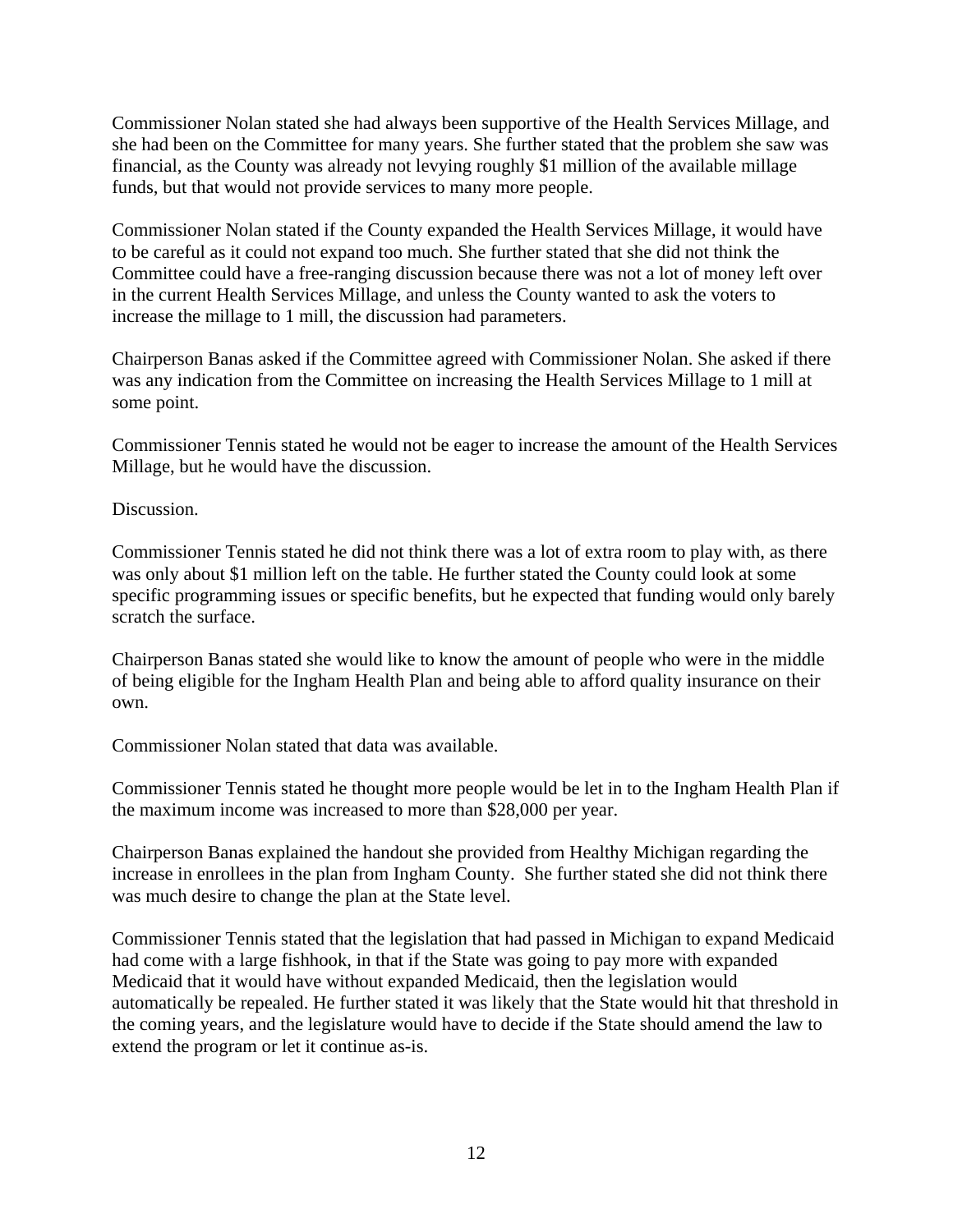Commissioner Nolan stated she had always been supportive of the Health Services Millage, and she had been on the Committee for many years. She further stated that the problem she saw was financial, as the County was already not levying roughly $1 million of the available millage funds, but that would not provide services to many more people.

Commissioner Nolan stated if the County expanded the Health Services Millage, it would have to be careful as it could not expand too much. She further stated that she did not think the Committee could have a free-ranging discussion because there was not a lot of money left over in the current Health Services Millage, and unless the County wanted to ask the voters to increase the millage to 1 mill, the discussion had parameters.

Chairperson Banas asked if the Committee agreed with Commissioner Nolan. She asked if there was any indication from the Committee on increasing the Health Services Millage to 1 mill at some point.

Commissioner Tennis stated he would not be eager to increase the amount of the Health Services Millage, but he would have the discussion.

Discussion.

Commissioner Tennis stated he did not think there was a lot of extra room to play with, as there was only about $1 million left on the table. He further stated the County could look at some specific programming issues or specific benefits, but he expected that funding would only barely scratch the surface.

Chairperson Banas stated she would like to know the amount of people who were in the middle of being eligible for the Ingham Health Plan and being able to afford quality insurance on their own.

Commissioner Nolan stated that data was available.

Commissioner Tennis stated he thought more people would be let in to the Ingham Health Plan if the maximum income was increased to more than $28,000 per year.

Chairperson Banas explained the handout she provided from Healthy Michigan regarding the increase in enrollees in the plan from Ingham County. She further stated she did not think there was much desire to change the plan at the State level.

Commissioner Tennis stated that the legislation that had passed in Michigan to expand Medicaid had come with a large fishhook, in that if the State was going to pay more with expanded Medicaid that it would have without expanded Medicaid, then the legislation would automatically be repealed. He further stated it was likely that the State would hit that threshold in the coming years, and the legislature would have to decide if the State should amend the law to extend the program or let it continue as-is.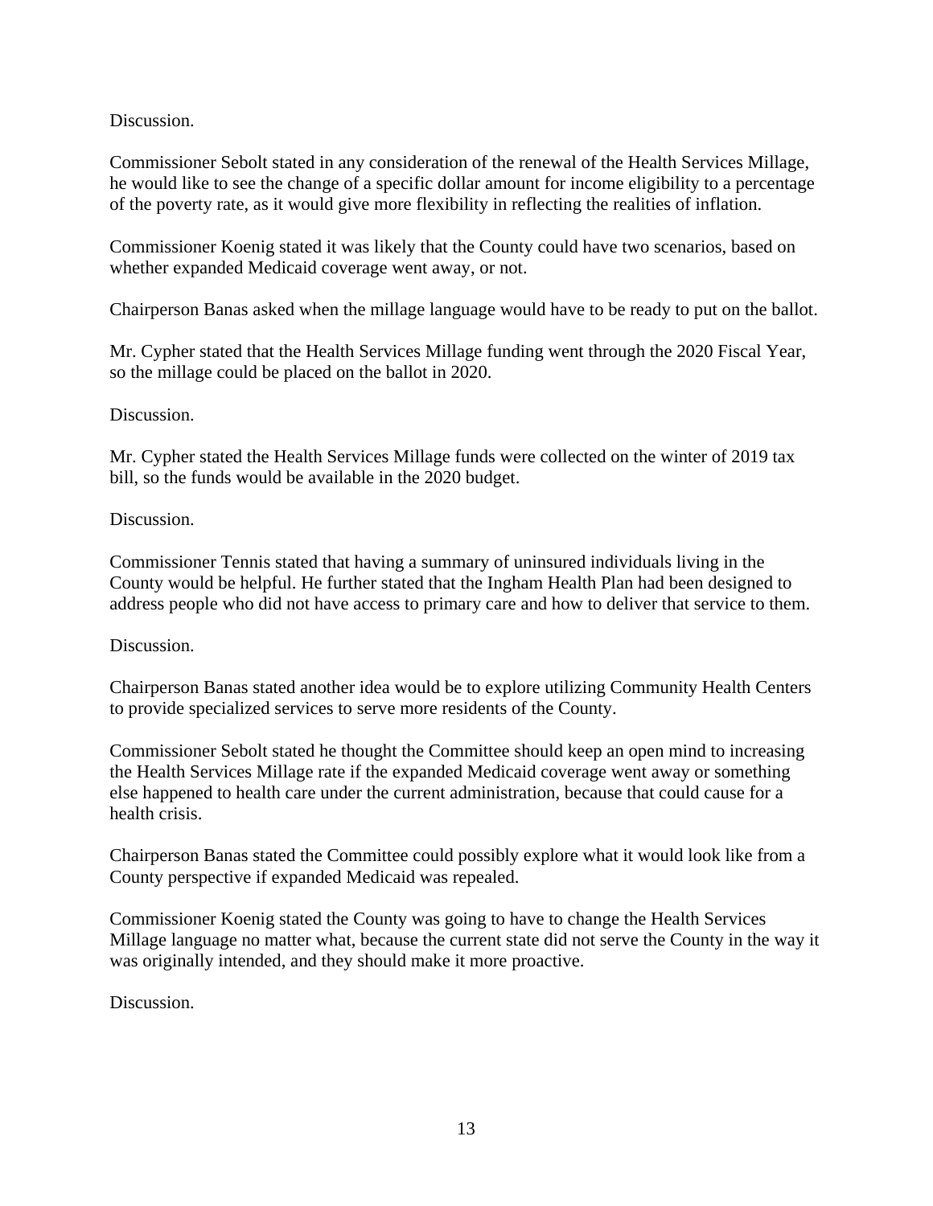Discussion.

Commissioner Sebolt stated in any consideration of the renewal of the Health Services Millage, he would like to see the change of a specific dollar amount for income eligibility to a percentage of the poverty rate, as it would give more flexibility in reflecting the realities of inflation.

Commissioner Koenig stated it was likely that the County could have two scenarios, based on whether expanded Medicaid coverage went away, or not.

Chairperson Banas asked when the millage language would have to be ready to put on the ballot.

Mr. Cypher stated that the Health Services Millage funding went through the 2020 Fiscal Year, so the millage could be placed on the ballot in 2020.

Discussion.

Mr. Cypher stated the Health Services Millage funds were collected on the winter of 2019 tax bill, so the funds would be available in the 2020 budget.

Discussion.

Commissioner Tennis stated that having a summary of uninsured individuals living in the County would be helpful. He further stated that the Ingham Health Plan had been designed to address people who did not have access to primary care and how to deliver that service to them.

Discussion.

Chairperson Banas stated another idea would be to explore utilizing Community Health Centers to provide specialized services to serve more residents of the County.

Commissioner Sebolt stated he thought the Committee should keep an open mind to increasing the Health Services Millage rate if the expanded Medicaid coverage went away or something else happened to health care under the current administration, because that could cause for a health crisis.

Chairperson Banas stated the Committee could possibly explore what it would look like from a County perspective if expanded Medicaid was repealed.

Commissioner Koenig stated the County was going to have to change the Health Services Millage language no matter what, because the current state did not serve the County in the way it was originally intended, and they should make it more proactive.

Discussion.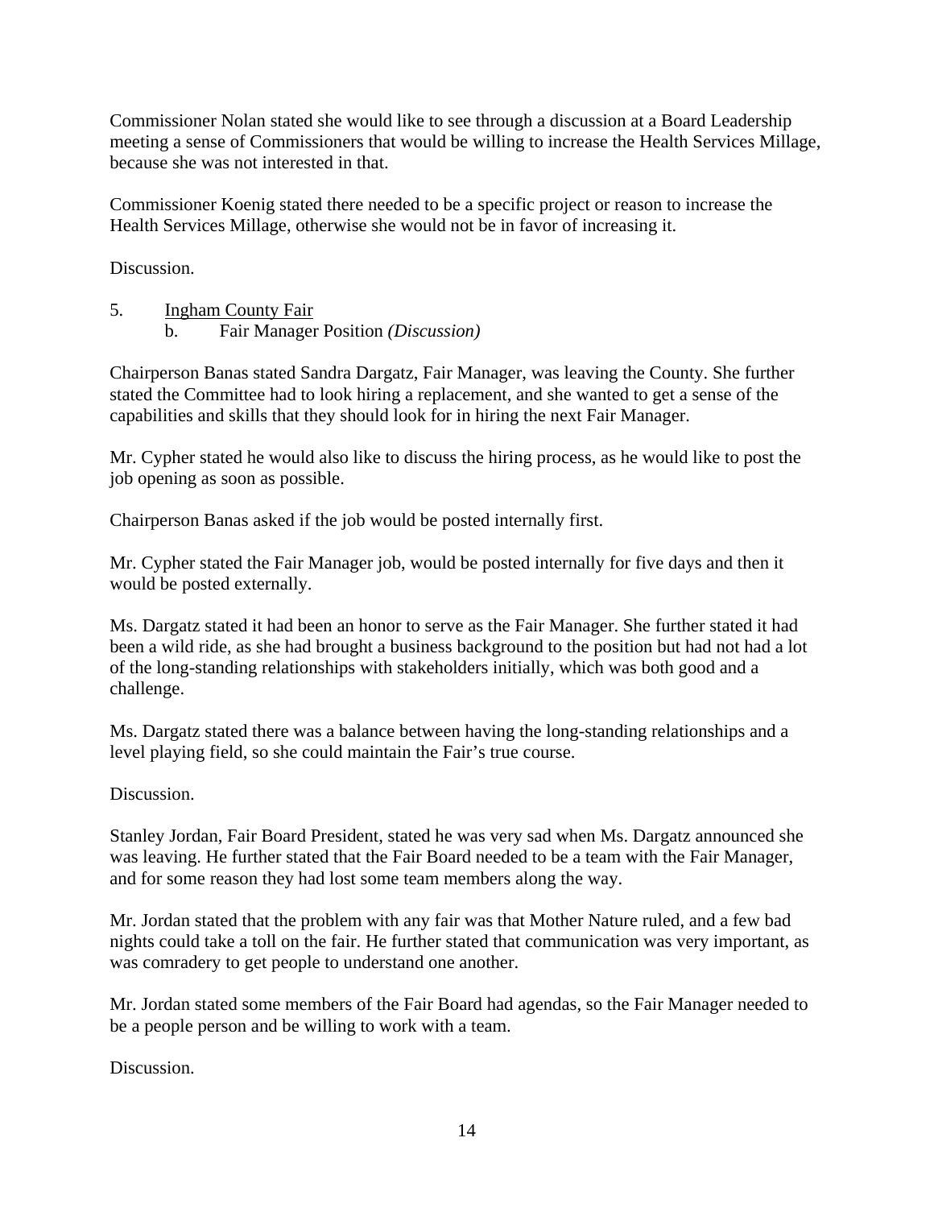Commissioner Nolan stated she would like to see through a discussion at a Board Leadership meeting a sense of Commissioners that would be willing to increase the Health Services Millage, because she was not interested in that.

Commissioner Koenig stated there needed to be a specific project or reason to increase the Health Services Millage, otherwise she would not be in favor of increasing it.

Discussion.

5. <u>Ingham County Fair</u>
   b. Fair Manager Position *(Discussion)*

Chairperson Banas stated Sandra Dargatz, Fair Manager, was leaving the County. She further stated the Committee had to look hiring a replacement, and she wanted to get a sense of the capabilities and skills that they should look for in hiring the next Fair Manager.

Mr. Cypher stated he would also like to discuss the hiring process, as he would like to post the job opening as soon as possible.

Chairperson Banas asked if the job would be posted internally first.

Mr. Cypher stated the Fair Manager job, would be posted internally for five days and then it would be posted externally.

Ms. Dargatz stated it had been an honor to serve as the Fair Manager. She further stated it had been a wild ride, as she had brought a business background to the position but had not had a lot of the long-standing relationships with stakeholders initially, which was both good and a challenge.

Ms. Dargatz stated there was a balance between having the long-standing relationships and a level playing field, so she could maintain the Fair's true course.

Discussion.

Stanley Jordan, Fair Board President, stated he was very sad when Ms. Dargatz announced she was leaving. He further stated that the Fair Board needed to be a team with the Fair Manager, and for some reason they had lost some team members along the way.

Mr. Jordan stated that the problem with any fair was that Mother Nature ruled, and a few bad nights could take a toll on the fair. He further stated that communication was very important, as was comradery to get people to understand one another.

Mr. Jordan stated some members of the Fair Board had agendas, so the Fair Manager needed to be a people person and be willing to work with a team.

Discussion.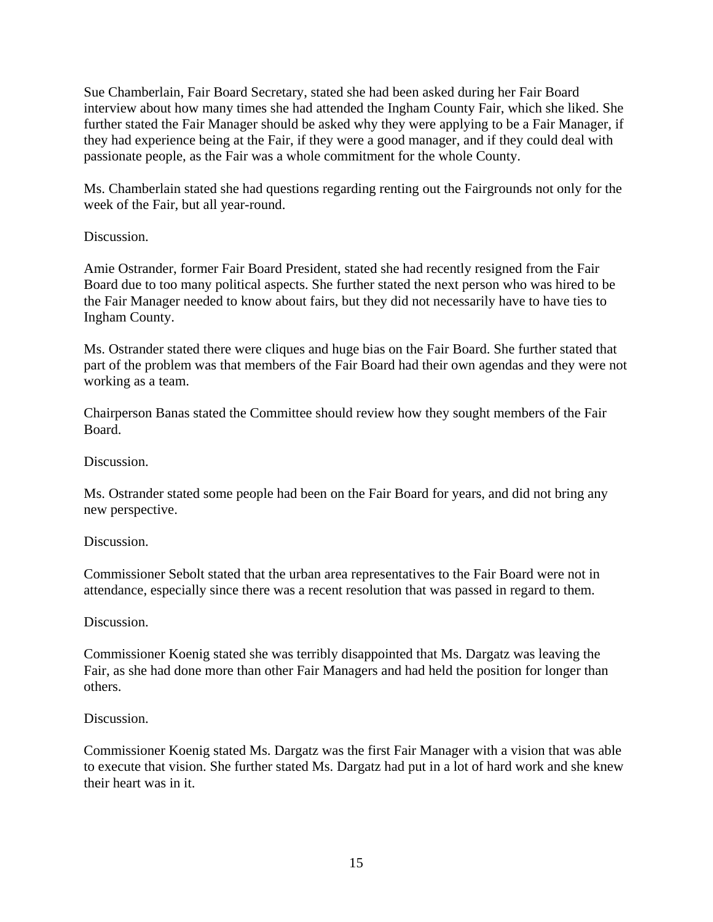Sue Chamberlain, Fair Board Secretary, stated she had been asked during her Fair Board interview about how many times she had attended the Ingham County Fair, which she liked. She further stated the Fair Manager should be asked why they were applying to be a Fair Manager, if they had experience being at the Fair, if they were a good manager, and if they could deal with passionate people, as the Fair was a whole commitment for the whole County.

Ms. Chamberlain stated she had questions regarding renting out the Fairgrounds not only for the week of the Fair, but all year-round.

Discussion.

Amie Ostrander, former Fair Board President, stated she had recently resigned from the Fair Board due to too many political aspects. She further stated the next person who was hired to be the Fair Manager needed to know about fairs, but they did not necessarily have to have ties to Ingham County.

Ms. Ostrander stated there were cliques and huge bias on the Fair Board. She further stated that part of the problem was that members of the Fair Board had their own agendas and they were not working as a team.

Chairperson Banas stated the Committee should review how they sought members of the Fair Board.

Discussion.

Ms. Ostrander stated some people had been on the Fair Board for years, and did not bring any new perspective.

Discussion.

Commissioner Sebolt stated that the urban area representatives to the Fair Board were not in attendance, especially since there was a recent resolution that was passed in regard to them.

Discussion.

Commissioner Koenig stated she was terribly disappointed that Ms. Dargatz was leaving the Fair, as she had done more than other Fair Managers and had held the position for longer than others.

Discussion.

Commissioner Koenig stated Ms. Dargatz was the first Fair Manager with a vision that was able to execute that vision. She further stated Ms. Dargatz had put in a lot of hard work and she knew their heart was in it.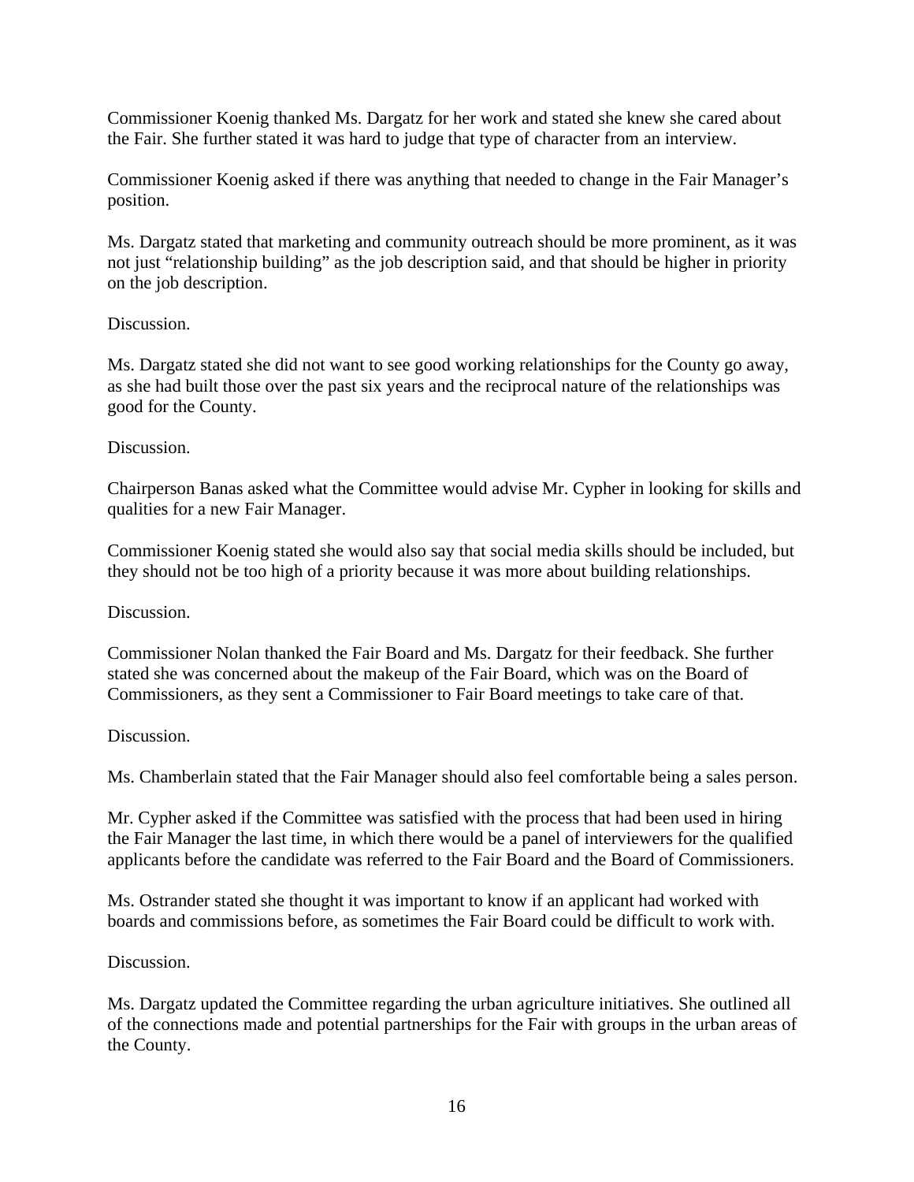Commissioner Koenig thanked Ms. Dargatz for her work and stated she knew she cared about the Fair. She further stated it was hard to judge that type of character from an interview.

Commissioner Koenig asked if there was anything that needed to change in the Fair Manager's position.

Ms. Dargatz stated that marketing and community outreach should be more prominent, as it was not just "relationship building" as the job description said, and that should be higher in priority on the job description.

Discussion.

Ms. Dargatz stated she did not want to see good working relationships for the County go away, as she had built those over the past six years and the reciprocal nature of the relationships was good for the County.

Discussion.

Chairperson Banas asked what the Committee would advise Mr. Cypher in looking for skills and qualities for a new Fair Manager.

Commissioner Koenig stated she would also say that social media skills should be included, but they should not be too high of a priority because it was more about building relationships.

Discussion.

Commissioner Nolan thanked the Fair Board and Ms. Dargatz for their feedback. She further stated she was concerned about the makeup of the Fair Board, which was on the Board of Commissioners, as they sent a Commissioner to Fair Board meetings to take care of that.

Discussion.

Ms. Chamberlain stated that the Fair Manager should also feel comfortable being a sales person.

Mr. Cypher asked if the Committee was satisfied with the process that had been used in hiring the Fair Manager the last time, in which there would be a panel of interviewers for the qualified applicants before the candidate was referred to the Fair Board and the Board of Commissioners.

Ms. Ostrander stated she thought it was important to know if an applicant had worked with boards and commissions before, as sometimes the Fair Board could be difficult to work with.

Discussion.

Ms. Dargatz updated the Committee regarding the urban agriculture initiatives. She outlined all of the connections made and potential partnerships for the Fair with groups in the urban areas of the County.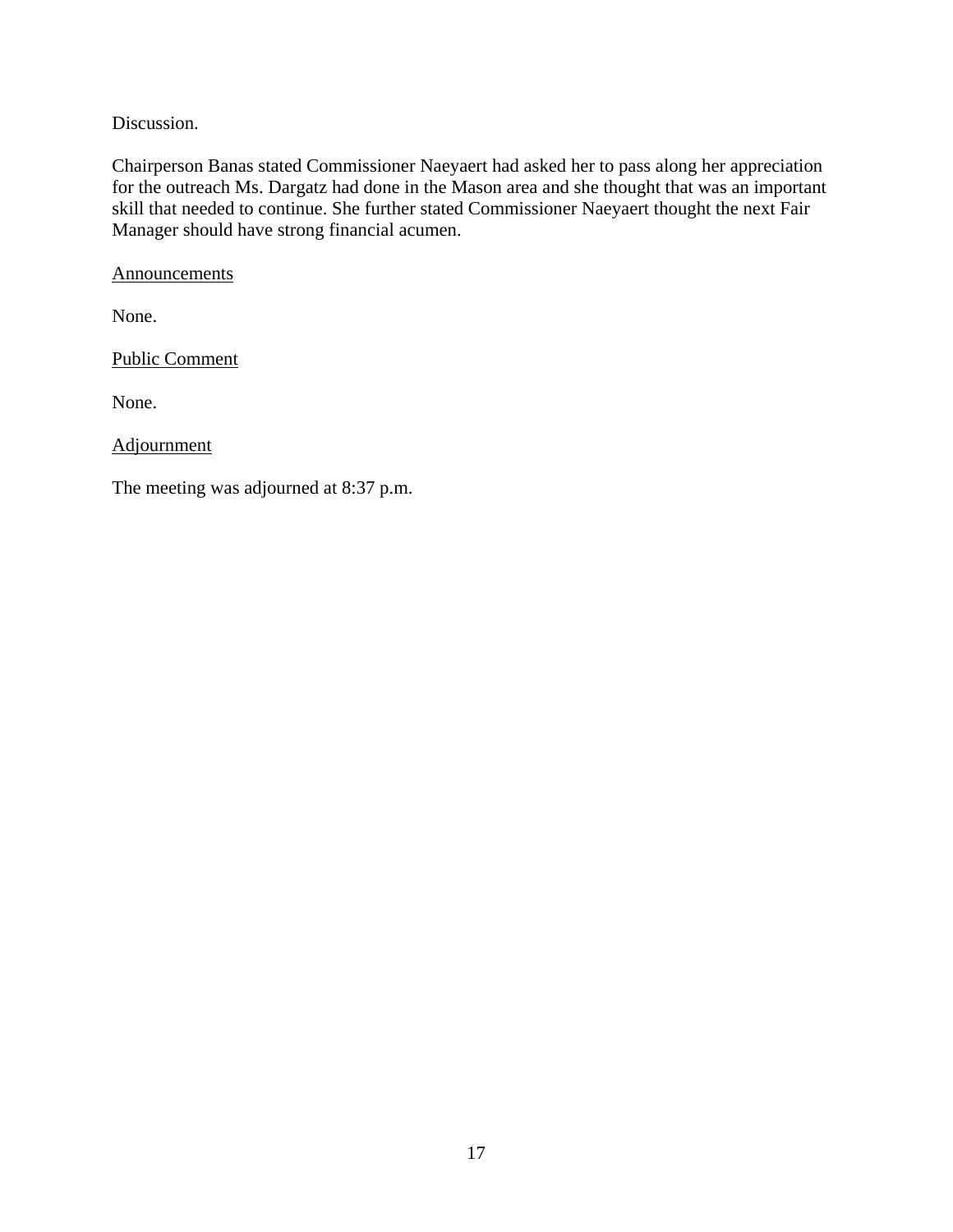Discussion.

Chairperson Banas stated Commissioner Naeyaert had asked her to pass along her appreciation for the outreach Ms. Dargatz had done in the Mason area and she thought that was an important skill that needed to continue. She further stated Commissioner Naeyaert thought the next Fair Manager should have strong financial acumen.

<u>Announcements</u>

None.

<u>Public Comment</u>

None.

<u>Adjournment</u>

The meeting was adjourned at 8:37 p.m.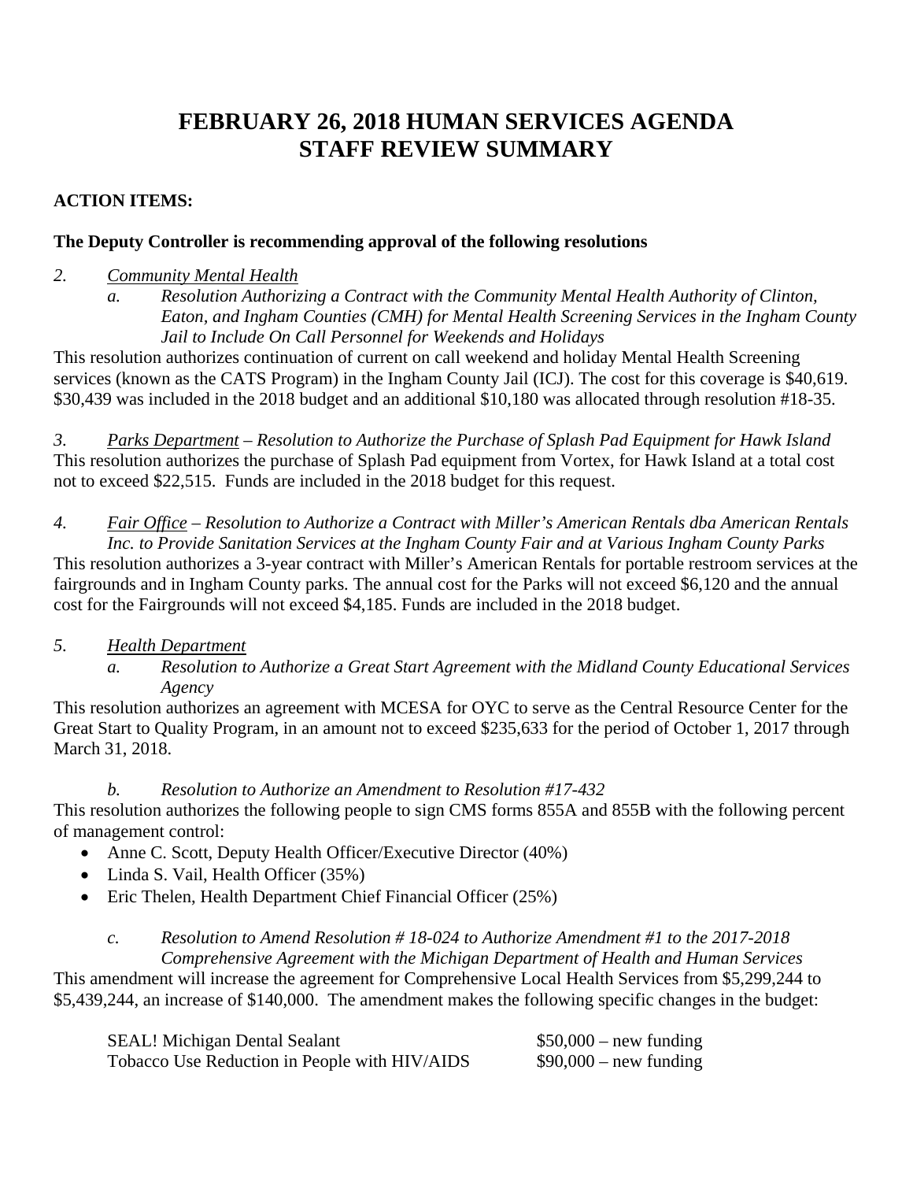# FEBRUARY 26, 2018 HUMAN SERVICES AGENDA
# STAFF REVIEW SUMMARY

**ACTION ITEMS:**

**The Deputy Controller is recommending approval of the following resolutions**

*2.* *Community Mental Health*

*a.* *Resolution Authorizing a Contract with the Community Mental Health Authority of Clinton, Eaton, and Ingham Counties (CMH) for Mental Health Screening Services in the Ingham County Jail to Include On Call Personnel for Weekends and Holidays*

This resolution authorizes continuation of current on call weekend and holiday Mental Health Screening services (known as the CATS Program) in the Ingham County Jail (ICJ). The cost for this coverage is $40,619. $30,439 was included in the 2018 budget and an additional $10,180 was allocated through resolution #18-35.

*3.* *Parks Department – Resolution to Authorize the Purchase of Splash Pad Equipment for Hawk Island*

This resolution authorizes the purchase of Splash Pad equipment from Vortex, for Hawk Island at a total cost not to exceed $22,515. Funds are included in the 2018 budget for this request.

*4.* *Fair Office – Resolution to Authorize a Contract with Miller's American Rentals dba American Rentals Inc. to Provide Sanitation Services at the Ingham County Fair and at Various Ingham County Parks*

This resolution authorizes a 3-year contract with Miller's American Rentals for portable restroom services at the fairgrounds and in Ingham County parks. The annual cost for the Parks will not exceed $6,120 and the annual cost for the Fairgrounds will not exceed $4,185. Funds are included in the 2018 budget.

*5.* *Health Department*

*a.* *Resolution to Authorize a Great Start Agreement with the Midland County Educational Services Agency*

This resolution authorizes an agreement with MCESA for OYC to serve as the Central Resource Center for the Great Start to Quality Program, in an amount not to exceed $235,633 for the period of October 1, 2017 through March 31, 2018.

*b.* *Resolution to Authorize an Amendment to Resolution #17-432*

This resolution authorizes the following people to sign CMS forms 855A and 855B with the following percent of management control:

- Anne C. Scott, Deputy Health Officer/Executive Director (40%)
- Linda S. Vail, Health Officer (35%)
- Eric Thelen, Health Department Chief Financial Officer (25%)

*c.* *Resolution to Amend Resolution # 18-024 to Authorize Amendment #1 to the 2017-2018 Comprehensive Agreement with the Michigan Department of Health and Human Services*

This amendment will increase the agreement for Comprehensive Local Health Services from $5,299,244 to $5,439,244, an increase of $140,000. The amendment makes the following specific changes in the budget:

| | |
|---|---|
| SEAL! Michigan Dental Sealant | $50,000 – new funding |
| Tobacco Use Reduction in People with HIV/AIDS | $90,000 – new funding |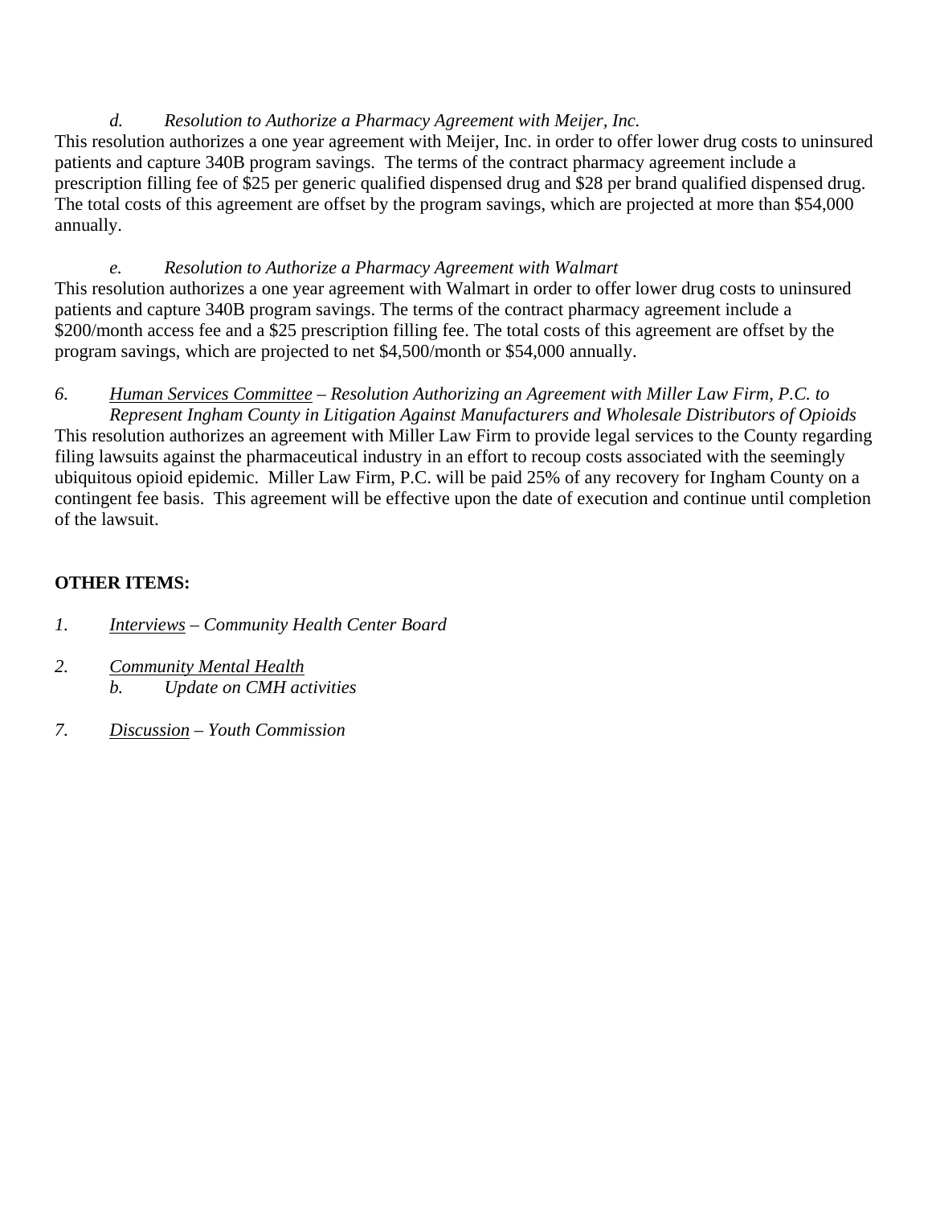*d. Resolution to Authorize a Pharmacy Agreement with Meijer, Inc.*

This resolution authorizes a one year agreement with Meijer, Inc. in order to offer lower drug costs to uninsured patients and capture 340B program savings. The terms of the contract pharmacy agreement include a prescription filling fee of $25 per generic qualified dispensed drug and $28 per brand qualified dispensed drug. The total costs of this agreement are offset by the program savings, which are projected at more than $54,000 annually.

*e. Resolution to Authorize a Pharmacy Agreement with Walmart*

This resolution authorizes a one year agreement with Walmart in order to offer lower drug costs to uninsured patients and capture 340B program savings. The terms of the contract pharmacy agreement include a $200/month access fee and a $25 prescription filling fee. The total costs of this agreement are offset by the program savings, which are projected to net $4,500/month or $54,000 annually.

*6. <u>Human Services Committee</u> – Resolution Authorizing an Agreement with Miller Law Firm, P.C. to Represent Ingham County in Litigation Against Manufacturers and Wholesale Distributors of Opioids*

This resolution authorizes an agreement with Miller Law Firm to provide legal services to the County regarding filing lawsuits against the pharmaceutical industry in an effort to recoup costs associated with the seemingly ubiquitous opioid epidemic. Miller Law Firm, P.C. will be paid 25% of any recovery for Ingham County on a contingent fee basis. This agreement will be effective upon the date of execution and continue until completion of the lawsuit.

**OTHER ITEMS:**

*1. <u>Interviews</u> – Community Health Center Board*

*2. <u>Community Mental Health</u>*
   *b. Update on CMH activities*

*7. <u>Discussion</u> – Youth Commission*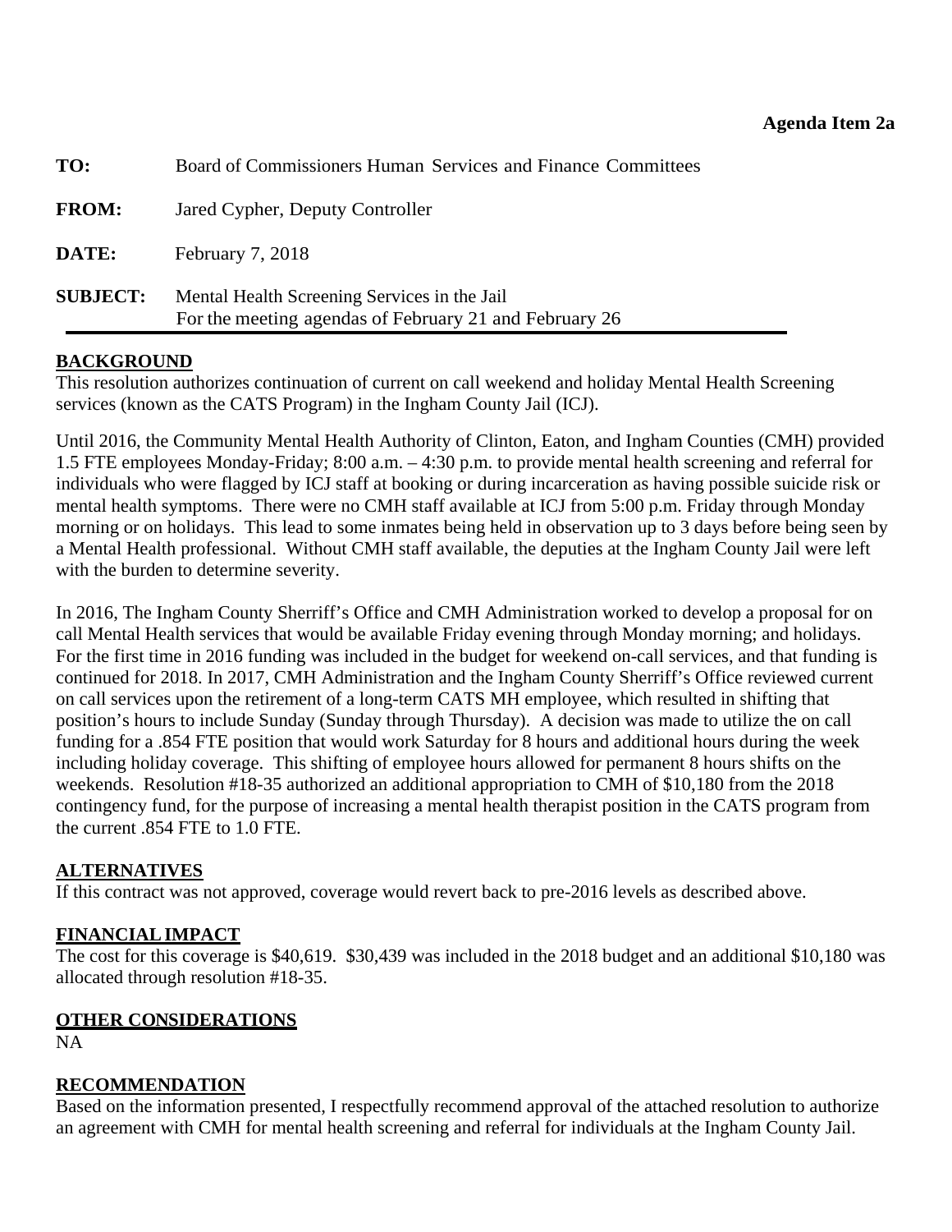**Agenda Item 2a**

**TO:** Board of Commissioners Human Services and Finance Committees

**FROM:** Jared Cypher, Deputy Controller

**DATE:** February 7, 2018

**SUBJECT:** Mental Health Screening Services in the Jail
For the meeting agendas of February 21 and February 26

**BACKGROUND**

This resolution authorizes continuation of current on call weekend and holiday Mental Health Screening services (known as the CATS Program) in the Ingham County Jail (ICJ).

Until 2016, the Community Mental Health Authority of Clinton, Eaton, and Ingham Counties (CMH) provided 1.5 FTE employees Monday-Friday; 8:00 a.m. – 4:30 p.m. to provide mental health screening and referral for individuals who were flagged by ICJ staff at booking or during incarceration as having possible suicide risk or mental health symptoms. There were no CMH staff available at ICJ from 5:00 p.m. Friday through Monday morning or on holidays. This lead to some inmates being held in observation up to 3 days before being seen by a Mental Health professional. Without CMH staff available, the deputies at the Ingham County Jail were left with the burden to determine severity.

In 2016, The Ingham County Sherriff's Office and CMH Administration worked to develop a proposal for on call Mental Health services that would be available Friday evening through Monday morning; and holidays. For the first time in 2016 funding was included in the budget for weekend on-call services, and that funding is continued for 2018. In 2017, CMH Administration and the Ingham County Sherriff's Office reviewed current on call services upon the retirement of a long-term CATS MH employee, which resulted in shifting that position's hours to include Sunday (Sunday through Thursday). A decision was made to utilize the on call funding for a .854 FTE position that would work Saturday for 8 hours and additional hours during the week including holiday coverage. This shifting of employee hours allowed for permanent 8 hours shifts on the weekends. Resolution #18-35 authorized an additional appropriation to CMH of $10,180 from the 2018 contingency fund, for the purpose of increasing a mental health therapist position in the CATS program from the current .854 FTE to 1.0 FTE.

**ALTERNATIVES**

If this contract was not approved, coverage would revert back to pre-2016 levels as described above.

**FINANCIAL IMPACT**

The cost for this coverage is $40,619. $30,439 was included in the 2018 budget and an additional $10,180 was allocated through resolution #18-35.

**OTHER CONSIDERATIONS**

NA

**RECOMMENDATION**

Based on the information presented, I respectfully recommend approval of the attached resolution to authorize an agreement with CMH for mental health screening and referral for individuals at the Ingham County Jail.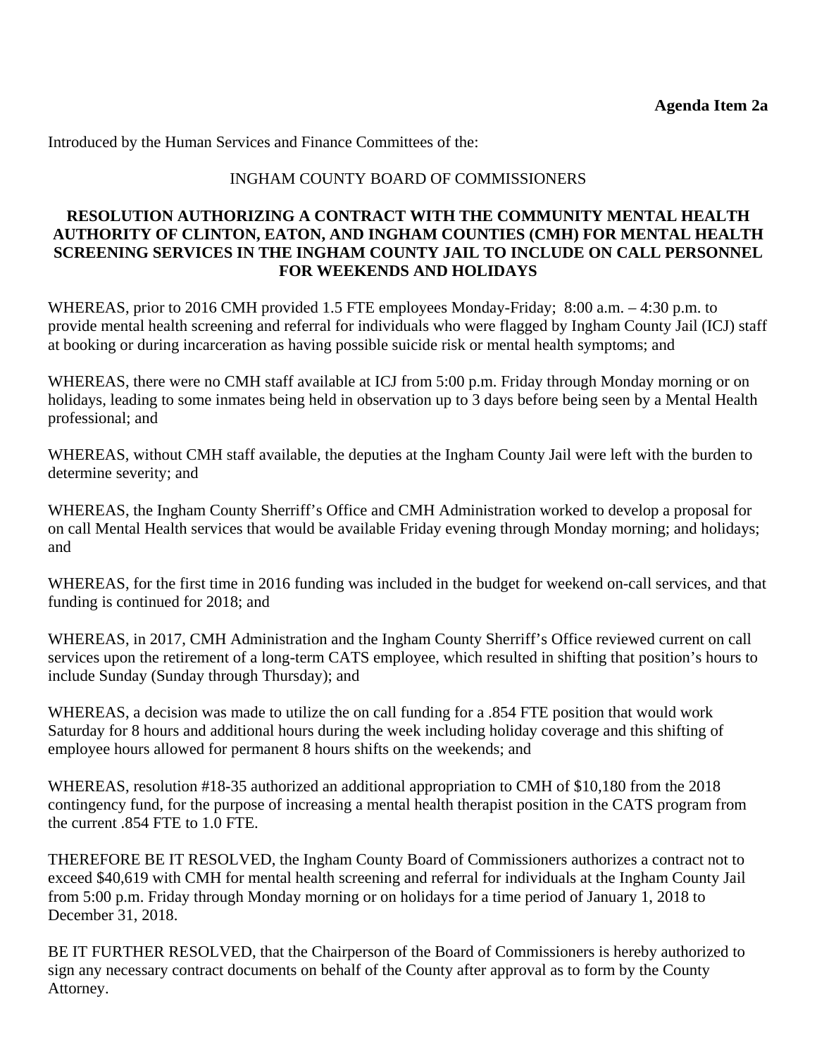**Agenda Item 2a**

Introduced by the Human Services and Finance Committees of the:

INGHAM COUNTY BOARD OF COMMISSIONERS

**RESOLUTION AUTHORIZING A CONTRACT WITH THE COMMUNITY MENTAL HEALTH AUTHORITY OF CLINTON, EATON, AND INGHAM COUNTIES (CMH) FOR MENTAL HEALTH SCREENING SERVICES IN THE INGHAM COUNTY JAIL TO INCLUDE ON CALL PERSONNEL FOR WEEKENDS AND HOLIDAYS**

WHEREAS, prior to 2016 CMH provided 1.5 FTE employees Monday-Friday; 8:00 a.m. – 4:30 p.m. to provide mental health screening and referral for individuals who were flagged by Ingham County Jail (ICJ) staff at booking or during incarceration as having possible suicide risk or mental health symptoms; and

WHEREAS, there were no CMH staff available at ICJ from 5:00 p.m. Friday through Monday morning or on holidays, leading to some inmates being held in observation up to 3 days before being seen by a Mental Health professional; and

WHEREAS, without CMH staff available, the deputies at the Ingham County Jail were left with the burden to determine severity; and

WHEREAS, the Ingham County Sherriff's Office and CMH Administration worked to develop a proposal for on call Mental Health services that would be available Friday evening through Monday morning; and holidays; and

WHEREAS, for the first time in 2016 funding was included in the budget for weekend on-call services, and that funding is continued for 2018; and

WHEREAS, in 2017, CMH Administration and the Ingham County Sherriff's Office reviewed current on call services upon the retirement of a long-term CATS employee, which resulted in shifting that position's hours to include Sunday (Sunday through Thursday); and

WHEREAS, a decision was made to utilize the on call funding for a .854 FTE position that would work Saturday for 8 hours and additional hours during the week including holiday coverage and this shifting of employee hours allowed for permanent 8 hours shifts on the weekends; and

WHEREAS, resolution #18-35 authorized an additional appropriation to CMH of $10,180 from the 2018 contingency fund, for the purpose of increasing a mental health therapist position in the CATS program from the current .854 FTE to 1.0 FTE.

THEREFORE BE IT RESOLVED, the Ingham County Board of Commissioners authorizes a contract not to exceed $40,619 with CMH for mental health screening and referral for individuals at the Ingham County Jail from 5:00 p.m. Friday through Monday morning or on holidays for a time period of January 1, 2018 to December 31, 2018.

BE IT FURTHER RESOLVED, that the Chairperson of the Board of Commissioners is hereby authorized to sign any necessary contract documents on behalf of the County after approval as to form by the County Attorney.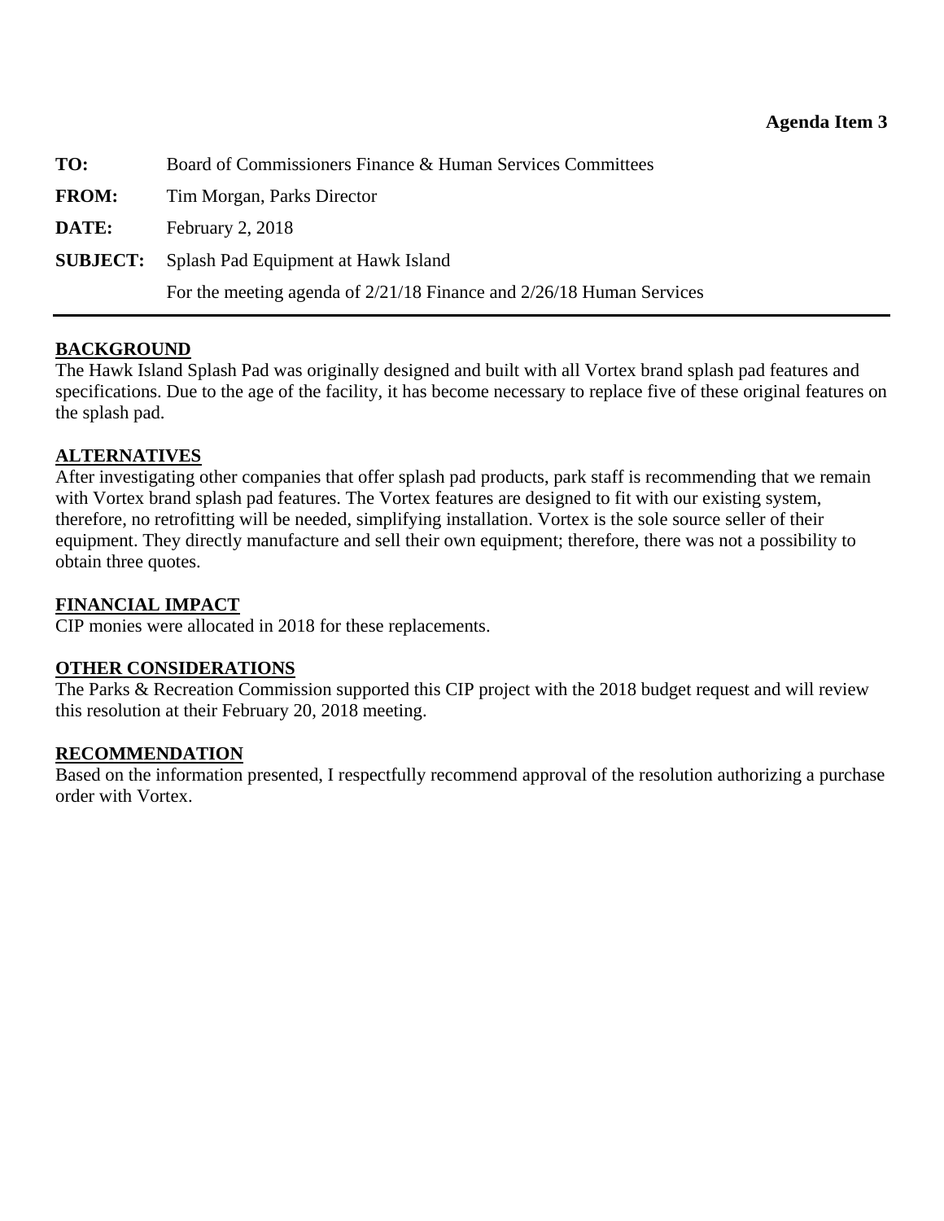**Agenda Item 3**

**TO:** Board of Commissioners Finance & Human Services Committees

**FROM:** Tim Morgan, Parks Director

**DATE:** February 2, 2018

**SUBJECT:** Splash Pad Equipment at Hawk Island

For the meeting agenda of 2/21/18 Finance and 2/26/18 Human Services

---

**BACKGROUND**

The Hawk Island Splash Pad was originally designed and built with all Vortex brand splash pad features and specifications. Due to the age of the facility, it has become necessary to replace five of these original features on the splash pad.

**ALTERNATIVES**

After investigating other companies that offer splash pad products, park staff is recommending that we remain with Vortex brand splash pad features. The Vortex features are designed to fit with our existing system, therefore, no retrofitting will be needed, simplifying installation. Vortex is the sole source seller of their equipment. They directly manufacture and sell their own equipment; therefore, there was not a possibility to obtain three quotes.

**FINANCIAL IMPACT**

CIP monies were allocated in 2018 for these replacements.

**OTHER CONSIDERATIONS**

The Parks & Recreation Commission supported this CIP project with the 2018 budget request and will review this resolution at their February 20, 2018 meeting.

**RECOMMENDATION**

Based on the information presented, I respectfully recommend approval of the resolution authorizing a purchase order with Vortex.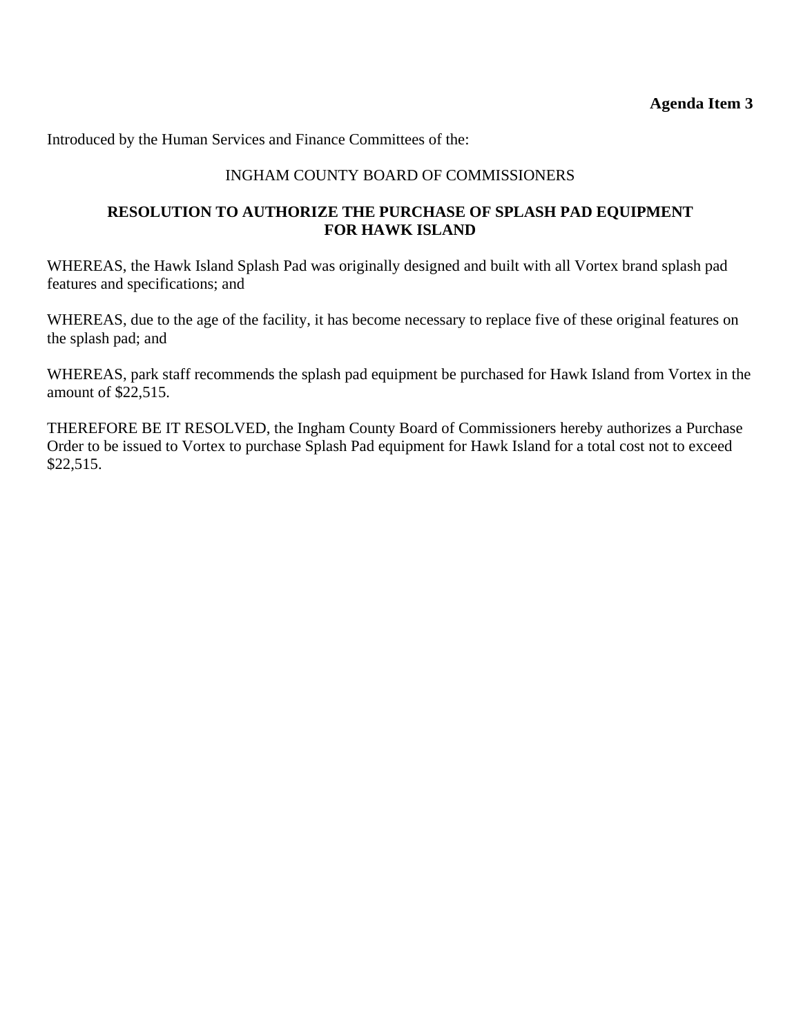**Agenda Item 3**

Introduced by the Human Services and Finance Committees of the:

INGHAM COUNTY BOARD OF COMMISSIONERS

# RESOLUTION TO AUTHORIZE THE PURCHASE OF SPLASH PAD EQUIPMENT FOR HAWK ISLAND

WHEREAS, the Hawk Island Splash Pad was originally designed and built with all Vortex brand splash pad features and specifications; and

WHEREAS, due to the age of the facility, it has become necessary to replace five of these original features on the splash pad; and

WHEREAS, park staff recommends the splash pad equipment be purchased for Hawk Island from Vortex in the amount of $22,515.

THEREFORE BE IT RESOLVED, the Ingham County Board of Commissioners hereby authorizes a Purchase Order to be issued to Vortex to purchase Splash Pad equipment for Hawk Island for a total cost not to exceed $22,515.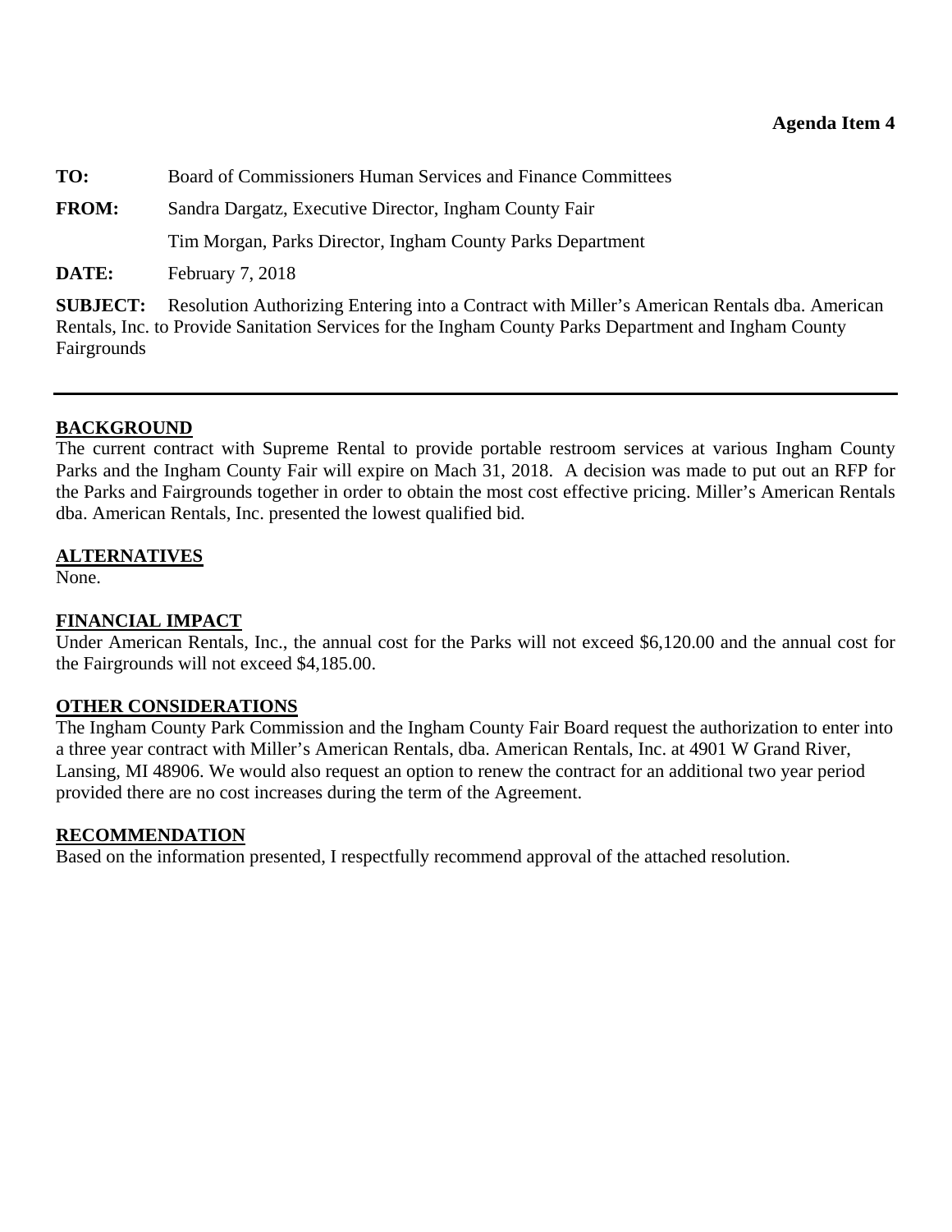**Agenda Item 4**

**TO:** Board of Commissioners Human Services and Finance Committees

**FROM:** Sandra Dargatz, Executive Director, Ingham County Fair

Tim Morgan, Parks Director, Ingham County Parks Department

**DATE:** February 7, 2018

**SUBJECT:** Resolution Authorizing Entering into a Contract with Miller's American Rentals dba. American Rentals, Inc. to Provide Sanitation Services for the Ingham County Parks Department and Ingham County Fairgrounds

---

## BACKGROUND

The current contract with Supreme Rental to provide portable restroom services at various Ingham County Parks and the Ingham County Fair will expire on Mach 31, 2018. A decision was made to put out an RFP for the Parks and Fairgrounds together in order to obtain the most cost effective pricing. Miller's American Rentals dba. American Rentals, Inc. presented the lowest qualified bid.

## ALTERNATIVES

None.

## FINANCIAL IMPACT

Under American Rentals, Inc., the annual cost for the Parks will not exceed $6,120.00 and the annual cost for the Fairgrounds will not exceed $4,185.00.

## OTHER CONSIDERATIONS

The Ingham County Park Commission and the Ingham County Fair Board request the authorization to enter into a three year contract with Miller's American Rentals, dba. American Rentals, Inc. at 4901 W Grand River, Lansing, MI 48906. We would also request an option to renew the contract for an additional two year period provided there are no cost increases during the term of the Agreement.

## RECOMMENDATION

Based on the information presented, I respectfully recommend approval of the attached resolution.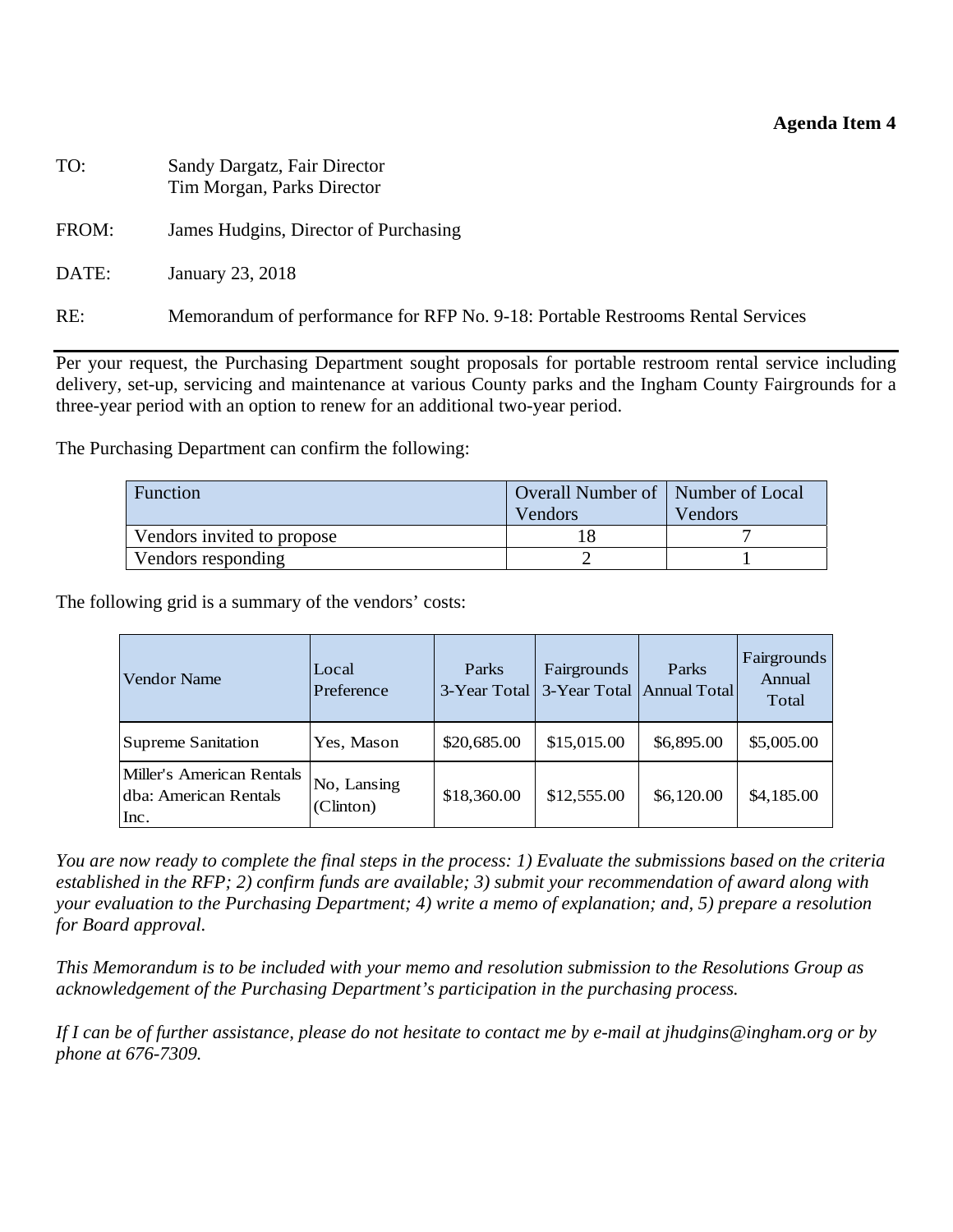**Agenda Item 4**

TO: Sandy Dargatz, Fair Director
Tim Morgan, Parks Director

FROM: James Hudgins, Director of Purchasing

DATE: January 23, 2018

RE: Memorandum of performance for RFP No. 9-18: Portable Restrooms Rental Services

---

Per your request, the Purchasing Department sought proposals for portable restroom rental service including delivery, set-up, servicing and maintenance at various County parks and the Ingham County Fairgrounds for a three-year period with an option to renew for an additional two-year period.

The Purchasing Department can confirm the following:

| Function | Overall Number of Vendors | Number of Local Vendors |
|---|---|---|
| Vendors invited to propose | 18 | 7 |
| Vendors responding | 2 | 1 |

The following grid is a summary of the vendors' costs:

| Vendor Name | Local Preference | Parks 3-Year Total | Fairgrounds 3-Year Total | Parks Annual Total | Fairgrounds Annual Total |
|---|---|---|---|---|---|
| Supreme Sanitation | Yes, Mason | $20,685.00 | $15,015.00 | $6,895.00 | $5,005.00 |
| Miller's American Rentals dba: American Rentals Inc. | No, Lansing (Clinton) | $18,360.00 | $12,555.00 | $6,120.00 | $4,185.00 |

*You are now ready to complete the final steps in the process: 1) Evaluate the submissions based on the criteria established in the RFP; 2) confirm funds are available; 3) submit your recommendation of award along with your evaluation to the Purchasing Department; 4) write a memo of explanation; and, 5) prepare a resolution for Board approval.*

*This Memorandum is to be included with your memo and resolution submission to the Resolutions Group as acknowledgement of the Purchasing Department's participation in the purchasing process.*

*If I can be of further assistance, please do not hesitate to contact me by e-mail at jhudgins@ingham.org or by phone at 676-7309.*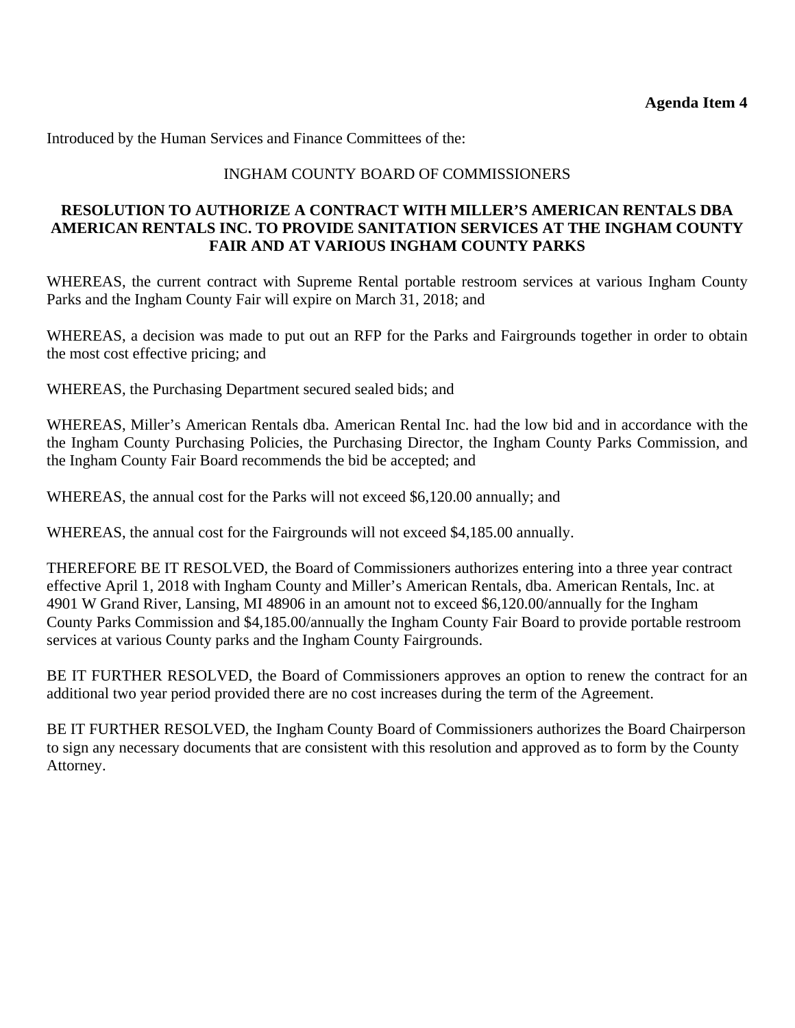**Agenda Item 4**

Introduced by the Human Services and Finance Committees of the:

INGHAM COUNTY BOARD OF COMMISSIONERS

**RESOLUTION TO AUTHORIZE A CONTRACT WITH MILLER'S AMERICAN RENTALS DBA AMERICAN RENTALS INC. TO PROVIDE SANITATION SERVICES AT THE INGHAM COUNTY FAIR AND AT VARIOUS INGHAM COUNTY PARKS**

WHEREAS, the current contract with Supreme Rental portable restroom services at various Ingham County Parks and the Ingham County Fair will expire on March 31, 2018; and

WHEREAS, a decision was made to put out an RFP for the Parks and Fairgrounds together in order to obtain the most cost effective pricing; and

WHEREAS, the Purchasing Department secured sealed bids; and

WHEREAS, Miller's American Rentals dba. American Rental Inc. had the low bid and in accordance with the the Ingham County Purchasing Policies, the Purchasing Director, the Ingham County Parks Commission, and the Ingham County Fair Board recommends the bid be accepted; and

WHEREAS, the annual cost for the Parks will not exceed $6,120.00 annually; and

WHEREAS, the annual cost for the Fairgrounds will not exceed $4,185.00 annually.

THEREFORE BE IT RESOLVED, the Board of Commissioners authorizes entering into a three year contract effective April 1, 2018 with Ingham County and Miller's American Rentals, dba. American Rentals, Inc. at 4901 W Grand River, Lansing, MI 48906 in an amount not to exceed $6,120.00/annually for the Ingham County Parks Commission and $4,185.00/annually the Ingham County Fair Board to provide portable restroom services at various County parks and the Ingham County Fairgrounds.

BE IT FURTHER RESOLVED, the Board of Commissioners approves an option to renew the contract for an additional two year period provided there are no cost increases during the term of the Agreement.

BE IT FURTHER RESOLVED, the Ingham County Board of Commissioners authorizes the Board Chairperson to sign any necessary documents that are consistent with this resolution and approved as to form by the County Attorney.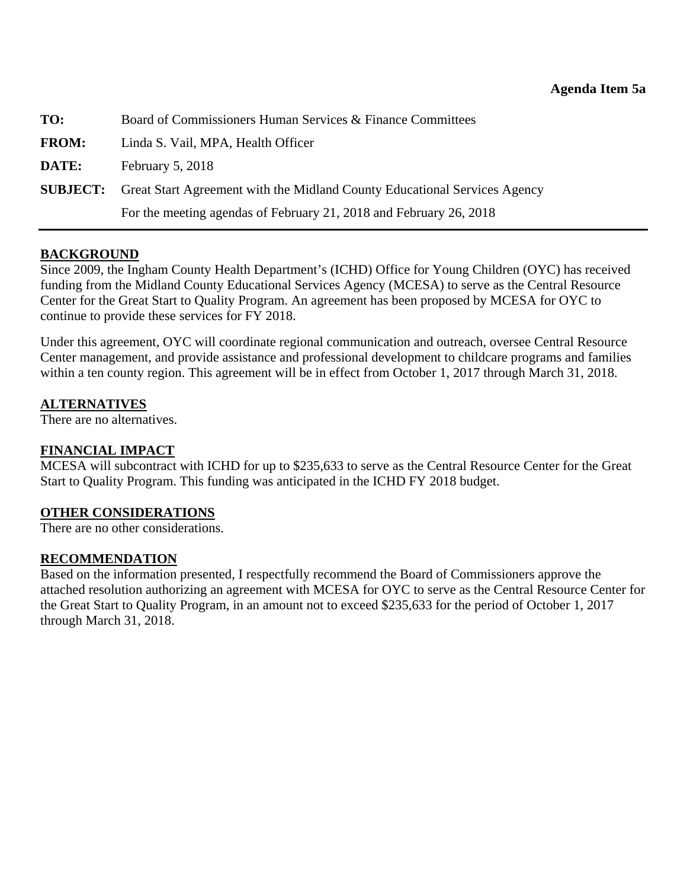**Agenda Item 5a**

**TO:** Board of Commissioners Human Services & Finance Committees

**FROM:** Linda S. Vail, MPA, Health Officer

**DATE:** February 5, 2018

**SUBJECT:** Great Start Agreement with the Midland County Educational Services Agency
For the meeting agendas of February 21, 2018 and February 26, 2018

---

**BACKGROUND**

Since 2009, the Ingham County Health Department's (ICHD) Office for Young Children (OYC) has received funding from the Midland County Educational Services Agency (MCESA) to serve as the Central Resource Center for the Great Start to Quality Program. An agreement has been proposed by MCESA for OYC to continue to provide these services for FY 2018.

Under this agreement, OYC will coordinate regional communication and outreach, oversee Central Resource Center management, and provide assistance and professional development to childcare programs and families within a ten county region. This agreement will be in effect from October 1, 2017 through March 31, 2018.

**ALTERNATIVES**

There are no alternatives.

**FINANCIAL IMPACT**

MCESA will subcontract with ICHD for up to $235,633 to serve as the Central Resource Center for the Great Start to Quality Program. This funding was anticipated in the ICHD FY 2018 budget.

**OTHER CONSIDERATIONS**

There are no other considerations.

**RECOMMENDATION**

Based on the information presented, I respectfully recommend the Board of Commissioners approve the attached resolution authorizing an agreement with MCESA for OYC to serve as the Central Resource Center for the Great Start to Quality Program, in an amount not to exceed $235,633 for the period of October 1, 2017 through March 31, 2018.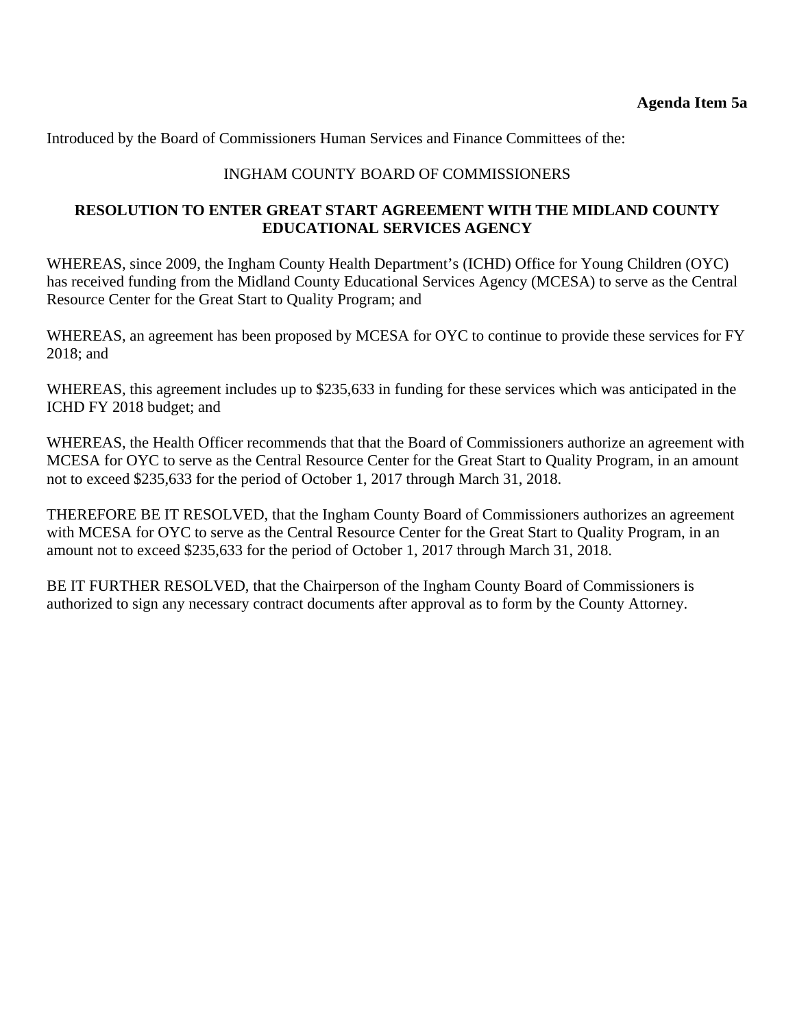**Agenda Item 5a**

Introduced by the Board of Commissioners Human Services and Finance Committees of the:

INGHAM COUNTY BOARD OF COMMISSIONERS

**RESOLUTION TO ENTER GREAT START AGREEMENT WITH THE MIDLAND COUNTY EDUCATIONAL SERVICES AGENCY**

WHEREAS, since 2009, the Ingham County Health Department's (ICHD) Office for Young Children (OYC) has received funding from the Midland County Educational Services Agency (MCESA) to serve as the Central Resource Center for the Great Start to Quality Program; and

WHEREAS, an agreement has been proposed by MCESA for OYC to continue to provide these services for FY 2018; and

WHEREAS, this agreement includes up to $235,633 in funding for these services which was anticipated in the ICHD FY 2018 budget; and

WHEREAS, the Health Officer recommends that that the Board of Commissioners authorize an agreement with MCESA for OYC to serve as the Central Resource Center for the Great Start to Quality Program, in an amount not to exceed $235,633 for the period of October 1, 2017 through March 31, 2018.

THEREFORE BE IT RESOLVED, that the Ingham County Board of Commissioners authorizes an agreement with MCESA for OYC to serve as the Central Resource Center for the Great Start to Quality Program, in an amount not to exceed $235,633 for the period of October 1, 2017 through March 31, 2018.

BE IT FURTHER RESOLVED, that the Chairperson of the Ingham County Board of Commissioners is authorized to sign any necessary contract documents after approval as to form by the County Attorney.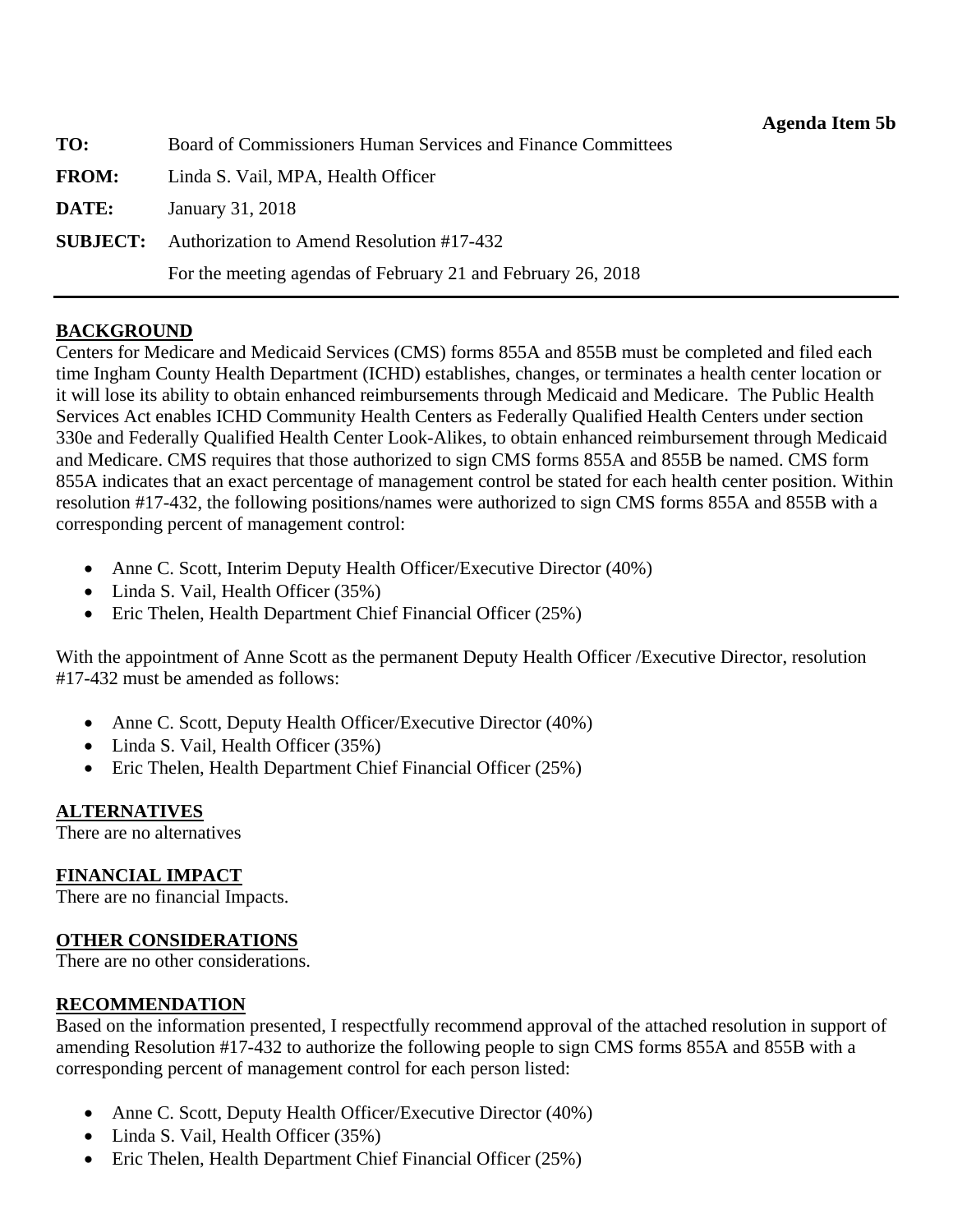**Agenda Item 5b**

**TO:** Board of Commissioners Human Services and Finance Committees

**FROM:** Linda S. Vail, MPA, Health Officer

**DATE:** January 31, 2018

**SUBJECT:** Authorization to Amend Resolution #17-432

For the meeting agendas of February 21 and February 26, 2018

---

## BACKGROUND

Centers for Medicare and Medicaid Services (CMS) forms 855A and 855B must be completed and filed each time Ingham County Health Department (ICHD) establishes, changes, or terminates a health center location or it will lose its ability to obtain enhanced reimbursements through Medicaid and Medicare. The Public Health Services Act enables ICHD Community Health Centers as Federally Qualified Health Centers under section 330e and Federally Qualified Health Center Look-Alikes, to obtain enhanced reimbursement through Medicaid and Medicare. CMS requires that those authorized to sign CMS forms 855A and 855B be named. CMS form 855A indicates that an exact percentage of management control be stated for each health center position. Within resolution #17-432, the following positions/names were authorized to sign CMS forms 855A and 855B with a corresponding percent of management control:

- Anne C. Scott, Interim Deputy Health Officer/Executive Director (40%)
- Linda S. Vail, Health Officer (35%)
- Eric Thelen, Health Department Chief Financial Officer (25%)

With the appointment of Anne Scott as the permanent Deputy Health Officer /Executive Director, resolution #17-432 must be amended as follows:

- Anne C. Scott, Deputy Health Officer/Executive Director (40%)
- Linda S. Vail, Health Officer (35%)
- Eric Thelen, Health Department Chief Financial Officer (25%)

## ALTERNATIVES

There are no alternatives

## FINANCIAL IMPACT

There are no financial Impacts.

## OTHER CONSIDERATIONS

There are no other considerations.

## RECOMMENDATION

Based on the information presented, I respectfully recommend approval of the attached resolution in support of amending Resolution #17-432 to authorize the following people to sign CMS forms 855A and 855B with a corresponding percent of management control for each person listed:

- Anne C. Scott, Deputy Health Officer/Executive Director (40%)
- Linda S. Vail, Health Officer (35%)
- Eric Thelen, Health Department Chief Financial Officer (25%)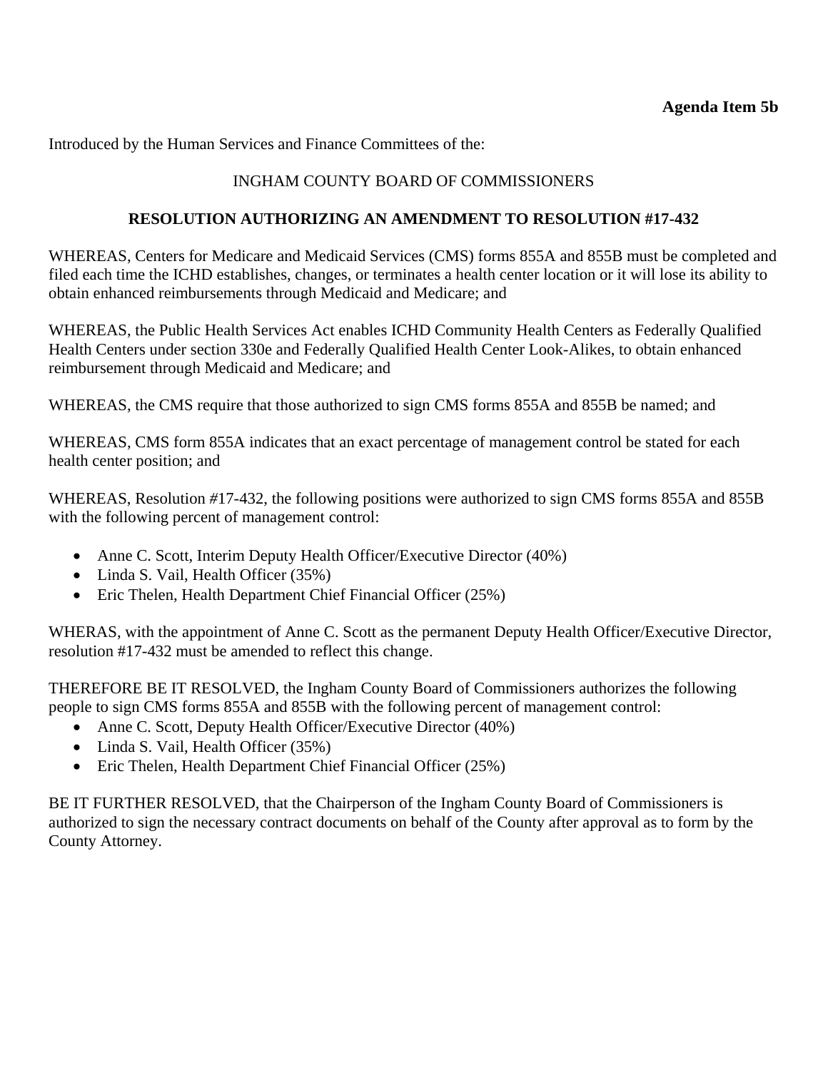**Agenda Item 5b**

Introduced by the Human Services and Finance Committees of the:

INGHAM COUNTY BOARD OF COMMISSIONERS

**RESOLUTION AUTHORIZING AN AMENDMENT TO RESOLUTION #17-432**

WHEREAS, Centers for Medicare and Medicaid Services (CMS) forms 855A and 855B must be completed and filed each time the ICHD establishes, changes, or terminates a health center location or it will lose its ability to obtain enhanced reimbursements through Medicaid and Medicare; and

WHEREAS, the Public Health Services Act enables ICHD Community Health Centers as Federally Qualified Health Centers under section 330e and Federally Qualified Health Center Look-Alikes, to obtain enhanced reimbursement through Medicaid and Medicare; and

WHEREAS, the CMS require that those authorized to sign CMS forms 855A and 855B be named; and

WHEREAS, CMS form 855A indicates that an exact percentage of management control be stated for each health center position; and

WHEREAS, Resolution #17-432, the following positions were authorized to sign CMS forms 855A and 855B with the following percent of management control:

- Anne C. Scott, Interim Deputy Health Officer/Executive Director (40%)
- Linda S. Vail, Health Officer (35%)
- Eric Thelen, Health Department Chief Financial Officer (25%)

WHERAS, with the appointment of Anne C. Scott as the permanent Deputy Health Officer/Executive Director, resolution #17-432 must be amended to reflect this change.

THEREFORE BE IT RESOLVED, the Ingham County Board of Commissioners authorizes the following people to sign CMS forms 855A and 855B with the following percent of management control:

- Anne C. Scott, Deputy Health Officer/Executive Director (40%)
- Linda S. Vail, Health Officer (35%)
- Eric Thelen, Health Department Chief Financial Officer (25%)

BE IT FURTHER RESOLVED, that the Chairperson of the Ingham County Board of Commissioners is authorized to sign the necessary contract documents on behalf of the County after approval as to form by the County Attorney.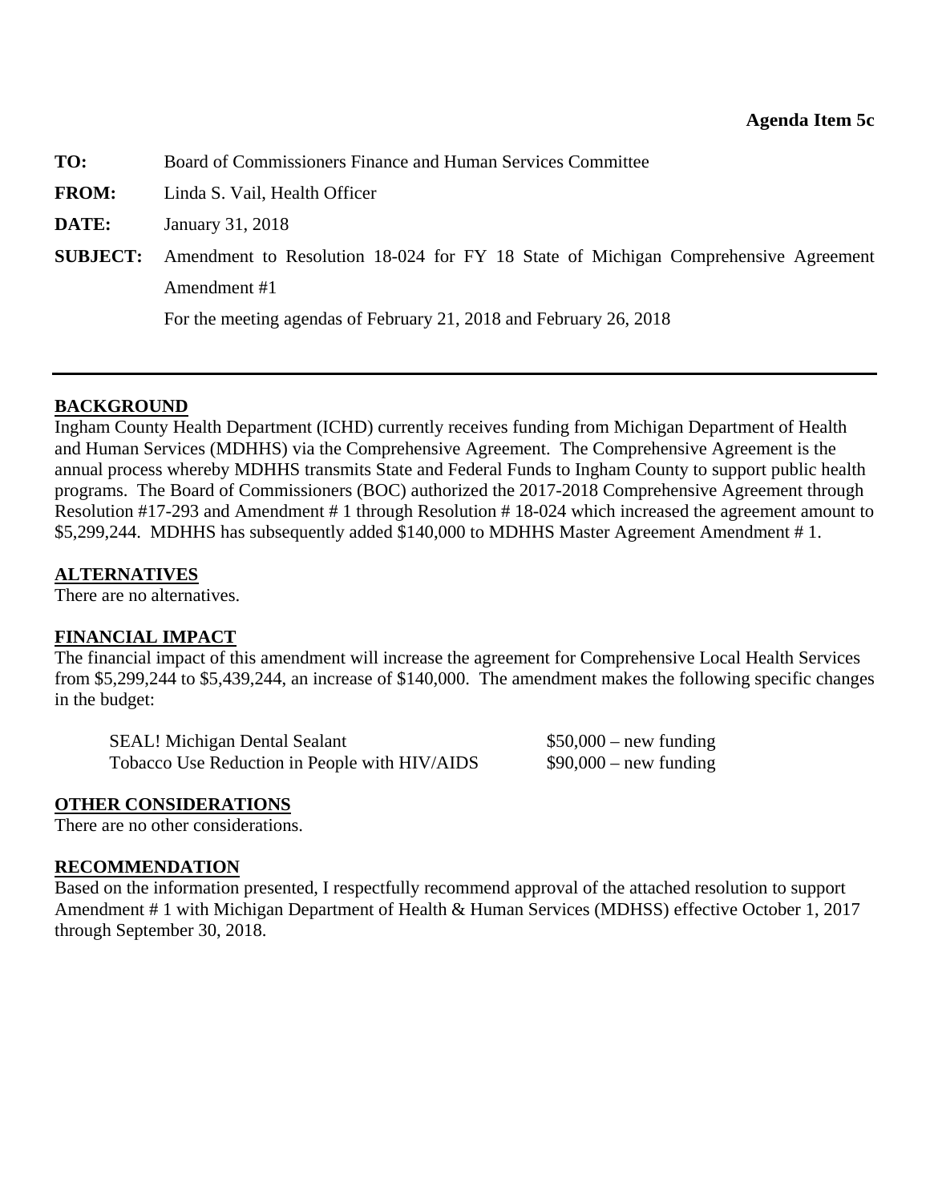**Agenda Item 5c**

**TO:** Board of Commissioners Finance and Human Services Committee

**FROM:** Linda S. Vail, Health Officer

**DATE:** January 31, 2018

**SUBJECT:** Amendment to Resolution 18-024 for FY 18 State of Michigan Comprehensive Agreement Amendment #1

For the meeting agendas of February 21, 2018 and February 26, 2018

---

## BACKGROUND

Ingham County Health Department (ICHD) currently receives funding from Michigan Department of Health and Human Services (MDHHS) via the Comprehensive Agreement. The Comprehensive Agreement is the annual process whereby MDHHS transmits State and Federal Funds to Ingham County to support public health programs. The Board of Commissioners (BOC) authorized the 2017-2018 Comprehensive Agreement through Resolution #17-293 and Amendment # 1 through Resolution # 18-024 which increased the agreement amount to $5,299,244. MDHHS has subsequently added $140,000 to MDHHS Master Agreement Amendment # 1.

## ALTERNATIVES

There are no alternatives.

## FINANCIAL IMPACT

The financial impact of this amendment will increase the agreement for Comprehensive Local Health Services from $5,299,244 to $5,439,244, an increase of $140,000. The amendment makes the following specific changes in the budget:

| | |
|---|---|
| SEAL! Michigan Dental Sealant | $50,000 – new funding |
| Tobacco Use Reduction in People with HIV/AIDS | $90,000 – new funding |

## OTHER CONSIDERATIONS

There are no other considerations.

## RECOMMENDATION

Based on the information presented, I respectfully recommend approval of the attached resolution to support Amendment # 1 with Michigan Department of Health & Human Services (MDHSS) effective October 1, 2017 through September 30, 2018.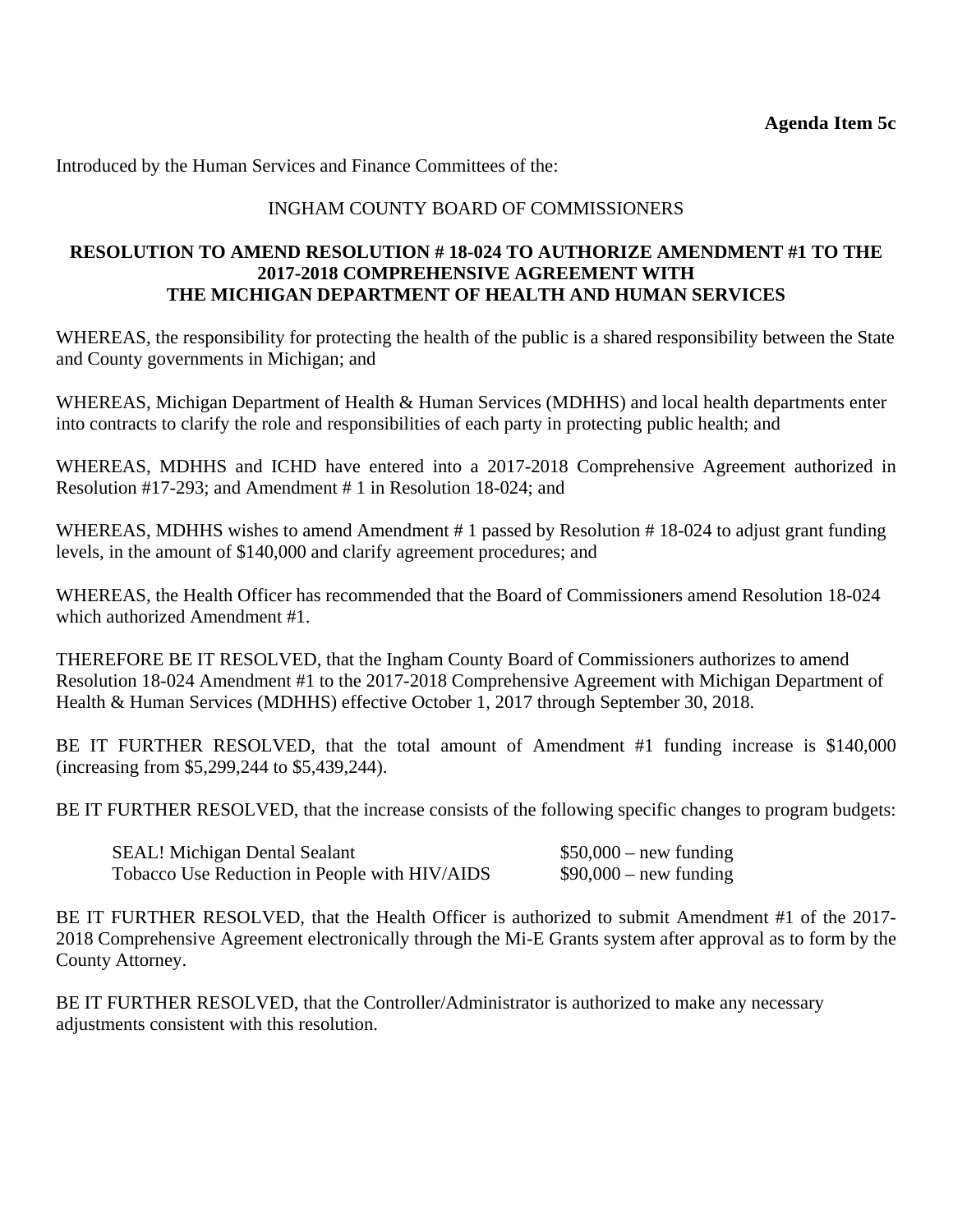**Agenda Item 5c**

Introduced by the Human Services and Finance Committees of the:

INGHAM COUNTY BOARD OF COMMISSIONERS

**RESOLUTION TO AMEND RESOLUTION # 18-024 TO AUTHORIZE AMENDMENT #1 TO THE 2017-2018 COMPREHENSIVE AGREEMENT WITH THE MICHIGAN DEPARTMENT OF HEALTH AND HUMAN SERVICES**

WHEREAS, the responsibility for protecting the health of the public is a shared responsibility between the State and County governments in Michigan; and

WHEREAS, Michigan Department of Health & Human Services (MDHHS) and local health departments enter into contracts to clarify the role and responsibilities of each party in protecting public health; and

WHEREAS, MDHHS and ICHD have entered into a 2017-2018 Comprehensive Agreement authorized in Resolution #17-293; and Amendment # 1 in Resolution 18-024; and

WHEREAS, MDHHS wishes to amend Amendment # 1 passed by Resolution # 18-024 to adjust grant funding levels, in the amount of $140,000 and clarify agreement procedures; and

WHEREAS, the Health Officer has recommended that the Board of Commissioners amend Resolution 18-024 which authorized Amendment #1.

THEREFORE BE IT RESOLVED, that the Ingham County Board of Commissioners authorizes to amend Resolution 18-024 Amendment #1 to the 2017-2018 Comprehensive Agreement with Michigan Department of Health & Human Services (MDHHS) effective October 1, 2017 through September 30, 2018.

BE IT FURTHER RESOLVED, that the total amount of Amendment #1 funding increase is $140,000 (increasing from $5,299,244 to $5,439,244).

BE IT FURTHER RESOLVED, that the increase consists of the following specific changes to program budgets:

| | |
|---|---|
| SEAL! Michigan Dental Sealant | $50,000 – new funding |
| Tobacco Use Reduction in People with HIV/AIDS | $90,000 – new funding |

BE IT FURTHER RESOLVED, that the Health Officer is authorized to submit Amendment #1 of the 2017-2018 Comprehensive Agreement electronically through the Mi-E Grants system after approval as to form by the County Attorney.

BE IT FURTHER RESOLVED, that the Controller/Administrator is authorized to make any necessary adjustments consistent with this resolution.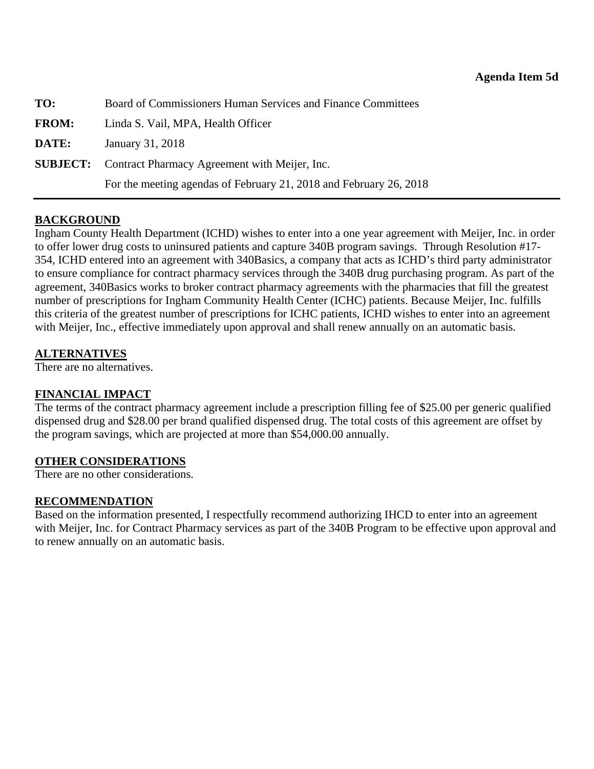**Agenda Item 5d**

**TO:** Board of Commissioners Human Services and Finance Committees

**FROM:** Linda S. Vail, MPA, Health Officer

**DATE:** January 31, 2018

**SUBJECT:** Contract Pharmacy Agreement with Meijer, Inc.
For the meeting agendas of February 21, 2018 and February 26, 2018

---

## BACKGROUND

Ingham County Health Department (ICHD) wishes to enter into a one year agreement with Meijer, Inc. in order to offer lower drug costs to uninsured patients and capture 340B program savings. Through Resolution #17-354, ICHD entered into an agreement with 340Basics, a company that acts as ICHD's third party administrator to ensure compliance for contract pharmacy services through the 340B drug purchasing program. As part of the agreement, 340Basics works to broker contract pharmacy agreements with the pharmacies that fill the greatest number of prescriptions for Ingham Community Health Center (ICHC) patients. Because Meijer, Inc. fulfills this criteria of the greatest number of prescriptions for ICHC patients, ICHD wishes to enter into an agreement with Meijer, Inc., effective immediately upon approval and shall renew annually on an automatic basis.

## ALTERNATIVES

There are no alternatives.

## FINANCIAL IMPACT

The terms of the contract pharmacy agreement include a prescription filling fee of $25.00 per generic qualified dispensed drug and $28.00 per brand qualified dispensed drug. The total costs of this agreement are offset by the program savings, which are projected at more than $54,000.00 annually.

## OTHER CONSIDERATIONS

There are no other considerations.

## RECOMMENDATION

Based on the information presented, I respectfully recommend authorizing IHCD to enter into an agreement with Meijer, Inc. for Contract Pharmacy services as part of the 340B Program to be effective upon approval and to renew annually on an automatic basis.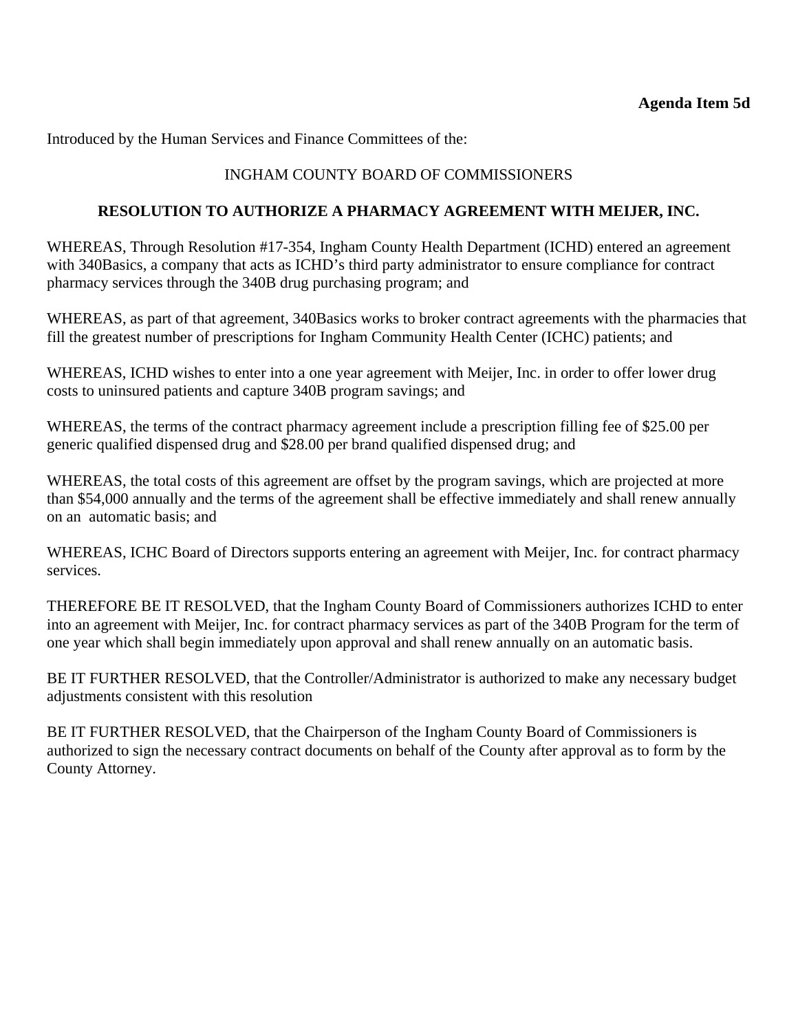**Agenda Item 5d**

Introduced by the Human Services and Finance Committees of the:

INGHAM COUNTY BOARD OF COMMISSIONERS

**RESOLUTION TO AUTHORIZE A PHARMACY AGREEMENT WITH MEIJER, INC.**

WHEREAS, Through Resolution #17-354, Ingham County Health Department (ICHD) entered an agreement with 340Basics, a company that acts as ICHD's third party administrator to ensure compliance for contract pharmacy services through the 340B drug purchasing program; and

WHEREAS, as part of that agreement, 340Basics works to broker contract agreements with the pharmacies that fill the greatest number of prescriptions for Ingham Community Health Center (ICHC) patients; and

WHEREAS, ICHD wishes to enter into a one year agreement with Meijer, Inc. in order to offer lower drug costs to uninsured patients and capture 340B program savings; and

WHEREAS, the terms of the contract pharmacy agreement include a prescription filling fee of $25.00 per generic qualified dispensed drug and $28.00 per brand qualified dispensed drug; and

WHEREAS, the total costs of this agreement are offset by the program savings, which are projected at more than $54,000 annually and the terms of the agreement shall be effective immediately and shall renew annually on an automatic basis; and

WHEREAS, ICHC Board of Directors supports entering an agreement with Meijer, Inc. for contract pharmacy services.

THEREFORE BE IT RESOLVED, that the Ingham County Board of Commissioners authorizes ICHD to enter into an agreement with Meijer, Inc. for contract pharmacy services as part of the 340B Program for the term of one year which shall begin immediately upon approval and shall renew annually on an automatic basis.

BE IT FURTHER RESOLVED, that the Controller/Administrator is authorized to make any necessary budget adjustments consistent with this resolution

BE IT FURTHER RESOLVED, that the Chairperson of the Ingham County Board of Commissioners is authorized to sign the necessary contract documents on behalf of the County after approval as to form by the County Attorney.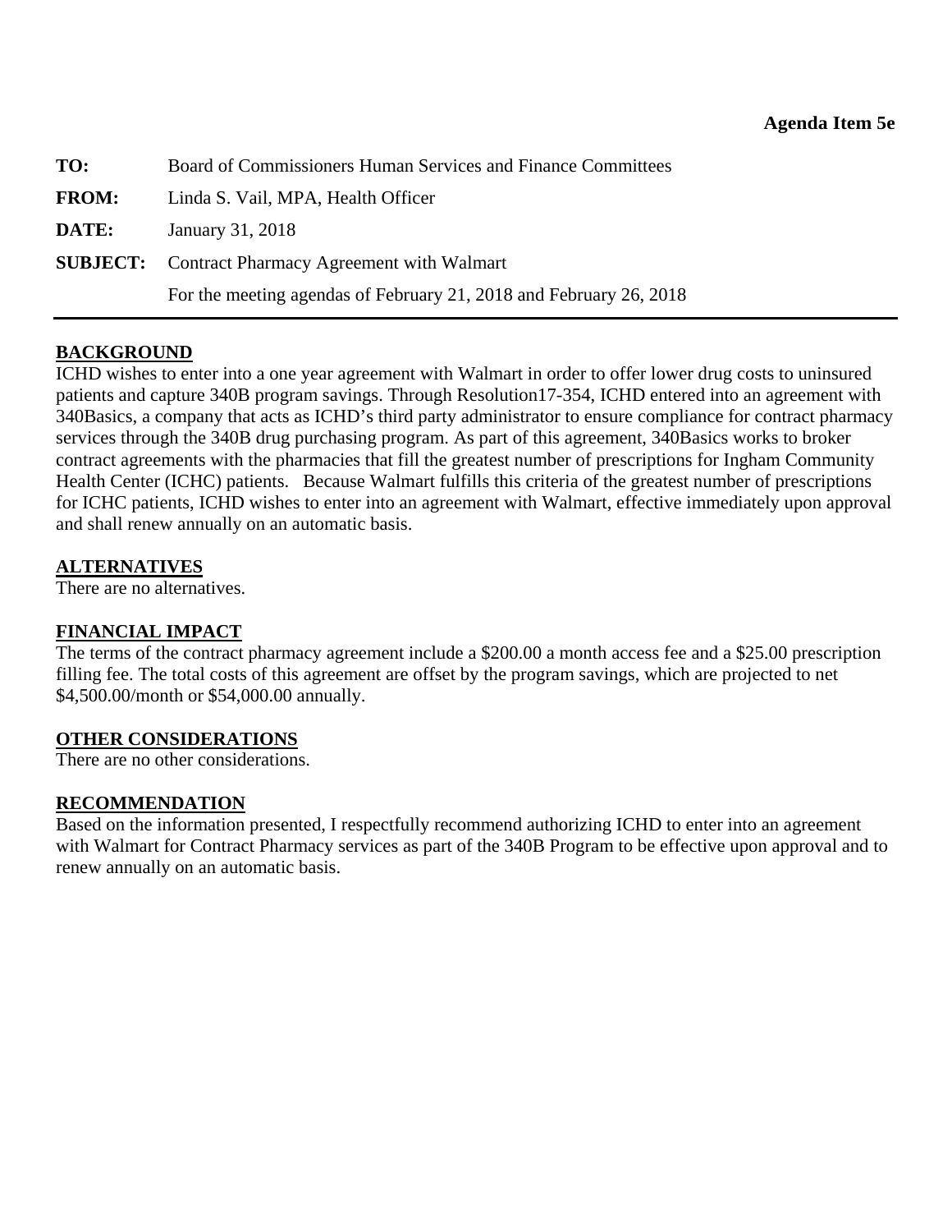**Agenda Item 5e**

| | |
|---|---|
| **TO:** | Board of Commissioners Human Services and Finance Committees |
| **FROM:** | Linda S. Vail, MPA, Health Officer |
| **DATE:** | January 31, 2018 |
| **SUBJECT:** | Contract Pharmacy Agreement with Walmart<br>For the meeting agendas of February 21, 2018 and February 26, 2018 |

---

## BACKGROUND

ICHD wishes to enter into a one year agreement with Walmart in order to offer lower drug costs to uninsured patients and capture 340B program savings. Through Resolution17-354, ICHD entered into an agreement with 340Basics, a company that acts as ICHD's third party administrator to ensure compliance for contract pharmacy services through the 340B drug purchasing program. As part of this agreement, 340Basics works to broker contract agreements with the pharmacies that fill the greatest number of prescriptions for Ingham Community Health Center (ICHC) patients. Because Walmart fulfills this criteria of the greatest number of prescriptions for ICHC patients, ICHD wishes to enter into an agreement with Walmart, effective immediately upon approval and shall renew annually on an automatic basis.

## ALTERNATIVES

There are no alternatives.

## FINANCIAL IMPACT

The terms of the contract pharmacy agreement include a $200.00 a month access fee and a $25.00 prescription filling fee. The total costs of this agreement are offset by the program savings, which are projected to net $4,500.00/month or $54,000.00 annually.

## OTHER CONSIDERATIONS

There are no other considerations.

## RECOMMENDATION

Based on the information presented, I respectfully recommend authorizing ICHD to enter into an agreement with Walmart for Contract Pharmacy services as part of the 340B Program to be effective upon approval and to renew annually on an automatic basis.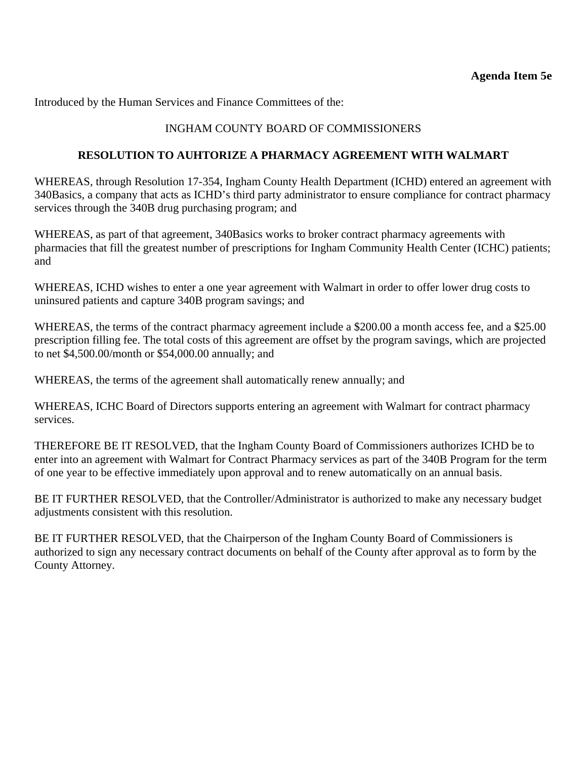**Agenda Item 5e**

Introduced by the Human Services and Finance Committees of the:

INGHAM COUNTY BOARD OF COMMISSIONERS

**RESOLUTION TO AUHTORIZE A PHARMACY AGREEMENT WITH WALMART**

WHEREAS, through Resolution 17-354, Ingham County Health Department (ICHD) entered an agreement with 340Basics, a company that acts as ICHD's third party administrator to ensure compliance for contract pharmacy services through the 340B drug purchasing program; and

WHEREAS, as part of that agreement, 340Basics works to broker contract pharmacy agreements with pharmacies that fill the greatest number of prescriptions for Ingham Community Health Center (ICHC) patients; and

WHEREAS, ICHD wishes to enter a one year agreement with Walmart in order to offer lower drug costs to uninsured patients and capture 340B program savings; and

WHEREAS, the terms of the contract pharmacy agreement include a $200.00 a month access fee, and a $25.00 prescription filling fee. The total costs of this agreement are offset by the program savings, which are projected to net $4,500.00/month or $54,000.00 annually; and

WHEREAS, the terms of the agreement shall automatically renew annually; and

WHEREAS, ICHC Board of Directors supports entering an agreement with Walmart for contract pharmacy services.

THEREFORE BE IT RESOLVED, that the Ingham County Board of Commissioners authorizes ICHD be to enter into an agreement with Walmart for Contract Pharmacy services as part of the 340B Program for the term of one year to be effective immediately upon approval and to renew automatically on an annual basis.

BE IT FURTHER RESOLVED, that the Controller/Administrator is authorized to make any necessary budget adjustments consistent with this resolution.

BE IT FURTHER RESOLVED, that the Chairperson of the Ingham County Board of Commissioners is authorized to sign any necessary contract documents on behalf of the County after approval as to form by the County Attorney.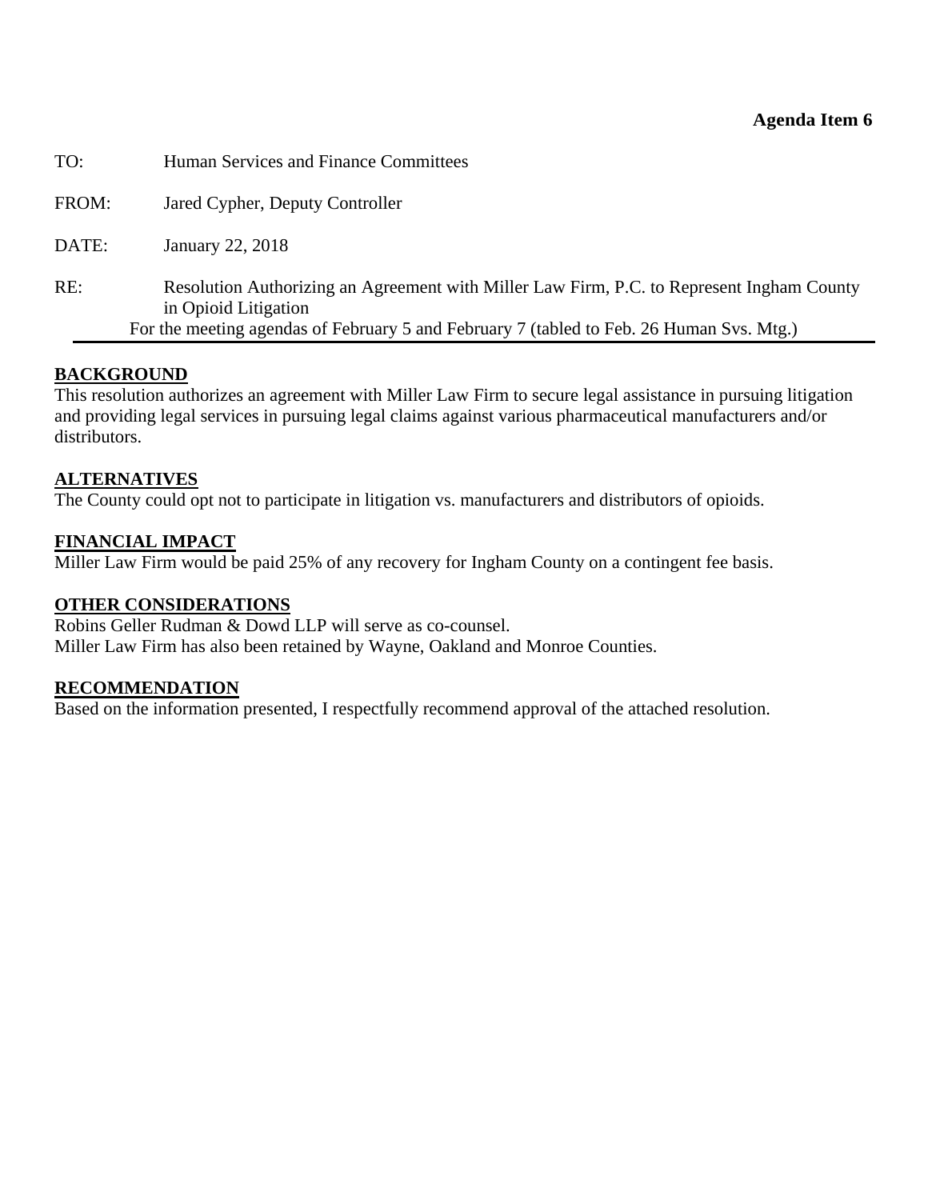**Agenda Item 6**

TO: Human Services and Finance Committees

FROM: Jared Cypher, Deputy Controller

DATE: January 22, 2018

RE: Resolution Authorizing an Agreement with Miller Law Firm, P.C. to Represent Ingham County in Opioid Litigation
For the meeting agendas of February 5 and February 7 (tabled to Feb. 26 Human Svs. Mtg.)

---

## BACKGROUND

This resolution authorizes an agreement with Miller Law Firm to secure legal assistance in pursuing litigation and providing legal services in pursuing legal claims against various pharmaceutical manufacturers and/or distributors.

## ALTERNATIVES

The County could opt not to participate in litigation vs. manufacturers and distributors of opioids.

## FINANCIAL IMPACT

Miller Law Firm would be paid 25% of any recovery for Ingham County on a contingent fee basis.

## OTHER CONSIDERATIONS

Robins Geller Rudman & Dowd LLP will serve as co-counsel.
Miller Law Firm has also been retained by Wayne, Oakland and Monroe Counties.

## RECOMMENDATION

Based on the information presented, I respectfully recommend approval of the attached resolution.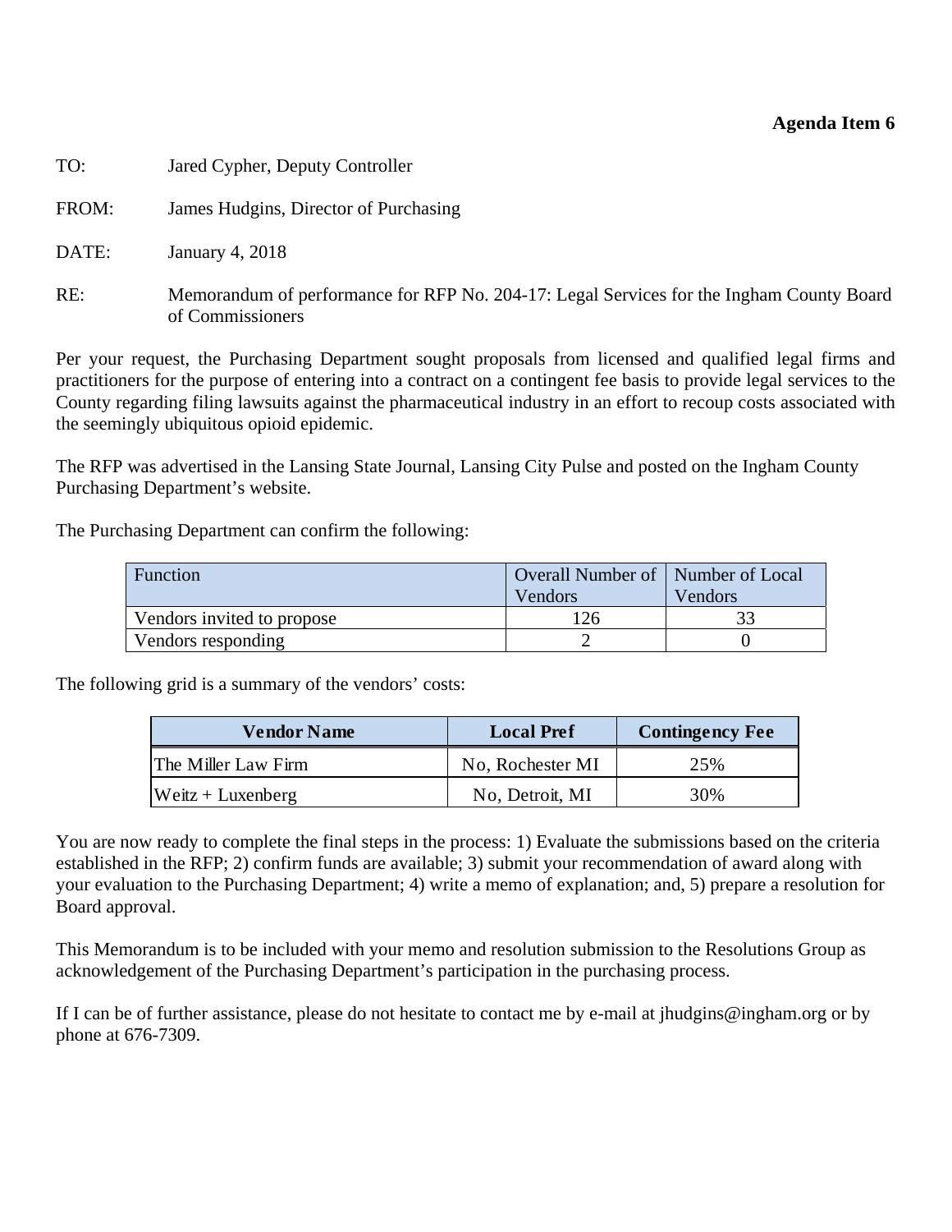**Agenda Item 6**

TO: Jared Cypher, Deputy Controller

FROM: James Hudgins, Director of Purchasing

DATE: January 4, 2018

RE: Memorandum of performance for RFP No. 204-17: Legal Services for the Ingham County Board of Commissioners

Per your request, the Purchasing Department sought proposals from licensed and qualified legal firms and practitioners for the purpose of entering into a contract on a contingent fee basis to provide legal services to the County regarding filing lawsuits against the pharmaceutical industry in an effort to recoup costs associated with the seemingly ubiquitous opioid epidemic.

The RFP was advertised in the Lansing State Journal, Lansing City Pulse and posted on the Ingham County Purchasing Department's website.

The Purchasing Department can confirm the following:

| Function | Overall Number of Vendors | Number of Local Vendors |
|---|---|---|
| Vendors invited to propose | 126 | 33 |
| Vendors responding | 2 | 0 |

The following grid is a summary of the vendors' costs:

| Vendor Name | Local Pref | Contingency Fee |
|---|---|---|
| The Miller Law Firm | No, Rochester MI | 25% |
| Weitz + Luxenberg | No, Detroit, MI | 30% |

You are now ready to complete the final steps in the process: 1) Evaluate the submissions based on the criteria established in the RFP; 2) confirm funds are available; 3) submit your recommendation of award along with your evaluation to the Purchasing Department; 4) write a memo of explanation; and, 5) prepare a resolution for Board approval.

This Memorandum is to be included with your memo and resolution submission to the Resolutions Group as acknowledgement of the Purchasing Department's participation in the purchasing process.

If I can be of further assistance, please do not hesitate to contact me by e-mail at jhudgins@ingham.org or by phone at 676-7309.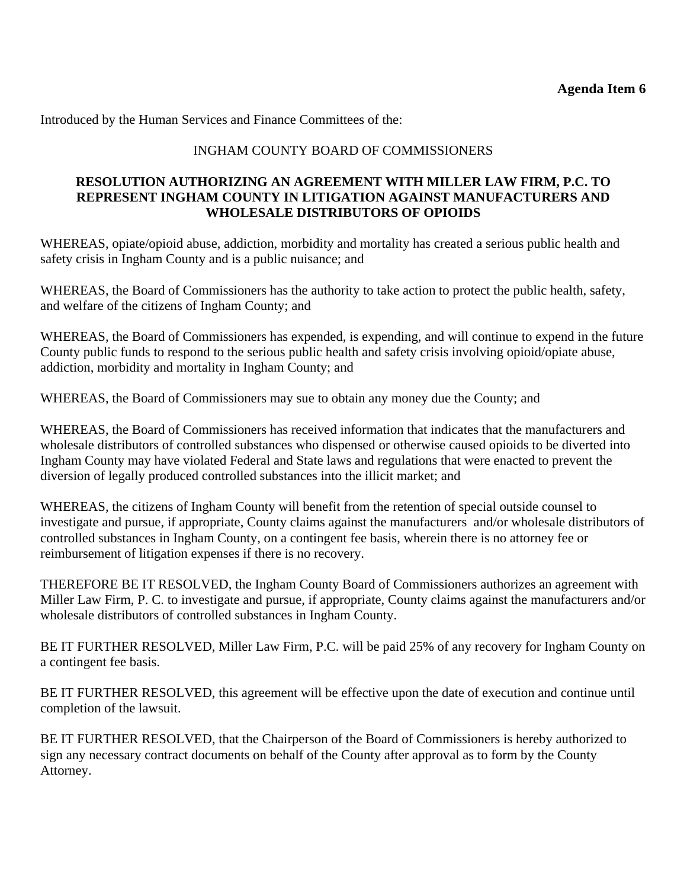**Agenda Item 6**

Introduced by the Human Services and Finance Committees of the:

INGHAM COUNTY BOARD OF COMMISSIONERS

**RESOLUTION AUTHORIZING AN AGREEMENT WITH MILLER LAW FIRM, P.C. TO REPRESENT INGHAM COUNTY IN LITIGATION AGAINST MANUFACTURERS AND WHOLESALE DISTRIBUTORS OF OPIOIDS**

WHEREAS, opiate/opioid abuse, addiction, morbidity and mortality has created a serious public health and safety crisis in Ingham County and is a public nuisance; and

WHEREAS, the Board of Commissioners has the authority to take action to protect the public health, safety, and welfare of the citizens of Ingham County; and

WHEREAS, the Board of Commissioners has expended, is expending, and will continue to expend in the future County public funds to respond to the serious public health and safety crisis involving opioid/opiate abuse, addiction, morbidity and mortality in Ingham County; and

WHEREAS, the Board of Commissioners may sue to obtain any money due the County; and

WHEREAS, the Board of Commissioners has received information that indicates that the manufacturers and wholesale distributors of controlled substances who dispensed or otherwise caused opioids to be diverted into Ingham County may have violated Federal and State laws and regulations that were enacted to prevent the diversion of legally produced controlled substances into the illicit market; and

WHEREAS, the citizens of Ingham County will benefit from the retention of special outside counsel to investigate and pursue, if appropriate, County claims against the manufacturers and/or wholesale distributors of controlled substances in Ingham County, on a contingent fee basis, wherein there is no attorney fee or reimbursement of litigation expenses if there is no recovery.

THEREFORE BE IT RESOLVED, the Ingham County Board of Commissioners authorizes an agreement with Miller Law Firm, P. C. to investigate and pursue, if appropriate, County claims against the manufacturers and/or wholesale distributors of controlled substances in Ingham County.

BE IT FURTHER RESOLVED, Miller Law Firm, P.C. will be paid 25% of any recovery for Ingham County on a contingent fee basis.

BE IT FURTHER RESOLVED, this agreement will be effective upon the date of execution and continue until completion of the lawsuit.

BE IT FURTHER RESOLVED, that the Chairperson of the Board of Commissioners is hereby authorized to sign any necessary contract documents on behalf of the County after approval as to form by the County Attorney.